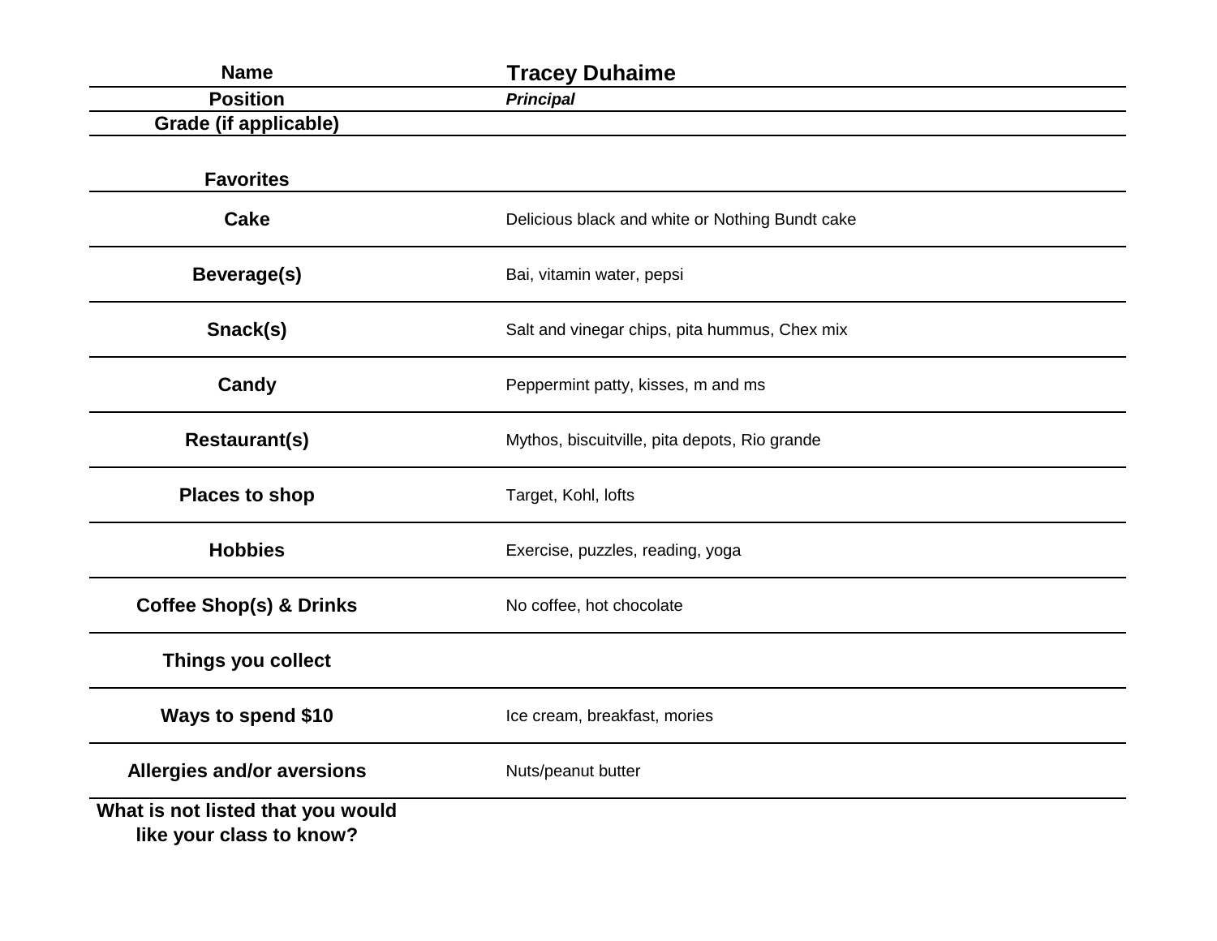| Name | Tracey Duhaime |
|---|---|
| Position | ***Principal*** |
| Grade (if applicable) | |
| **Favorites** | |
| **Cake** | Delicious black and white or Nothing Bundt cake |
| **Beverage(s)** | Bai, vitamin water, pepsi |
| **Snack(s)** | Salt and vinegar chips, pita hummus, Chex mix |
| **Candy** | Peppermint patty, kisses, m and ms |
| **Restaurant(s)** | Mythos, biscuitville, pita depots, Rio grande |
| **Places to shop** | Target, Kohl, lofts |
| **Hobbies** | Exercise, puzzles, reading, yoga |
| **Coffee Shop(s) & Drinks** | No coffee, hot chocolate |
| **Things you collect** | |
| **Ways to spend $10** | Ice cream, breakfast, mories |
| **Allergies and/or aversions** | Nuts/peanut butter |
| **What is not listed that you would like your class to know?** | |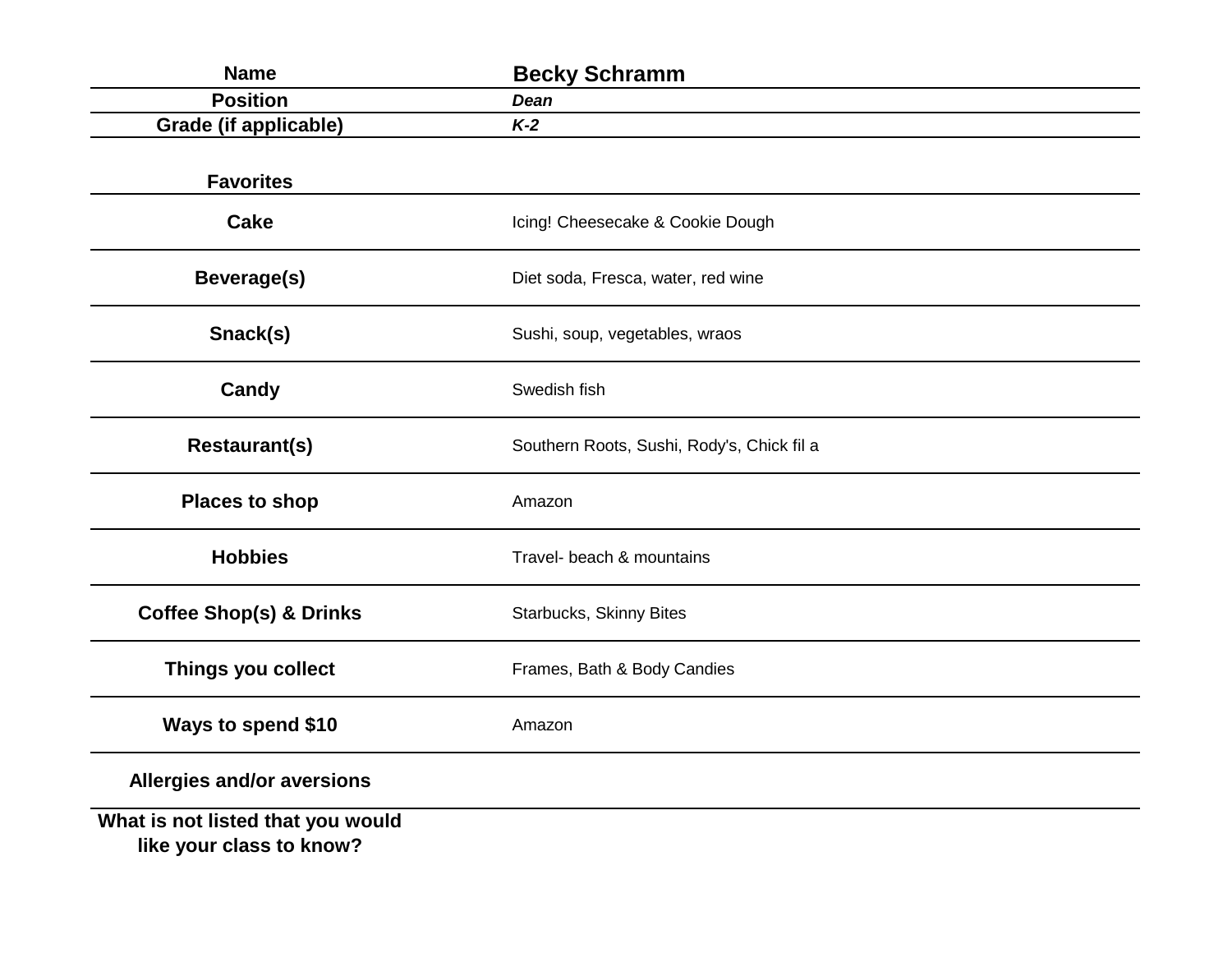| Name | Becky Schramm |
| --- | --- |
| Position | ***Dean*** |
| Grade (if applicable) | ***K-2*** |
| | |
| **Favorites** | |
| **Cake** | Icing! Cheesecake & Cookie Dough |
| **Beverage(s)** | Diet soda, Fresca, water, red wine |
| **Snack(s)** | Sushi, soup, vegetables, wraos |
| **Candy** | Swedish fish |
| **Restaurant(s)** | Southern Roots, Sushi, Rody's, Chick fil a |
| **Places to shop** | Amazon |
| **Hobbies** | Travel- beach & mountains |
| **Coffee Shop(s) & Drinks** | Starbucks, Skinny Bites |
| **Things you collect** | Frames, Bath & Body Candies |
| **Ways to spend $10** | Amazon |
| **Allergies and/or aversions** | |
| **What is not listed that you would like your class to know?** | |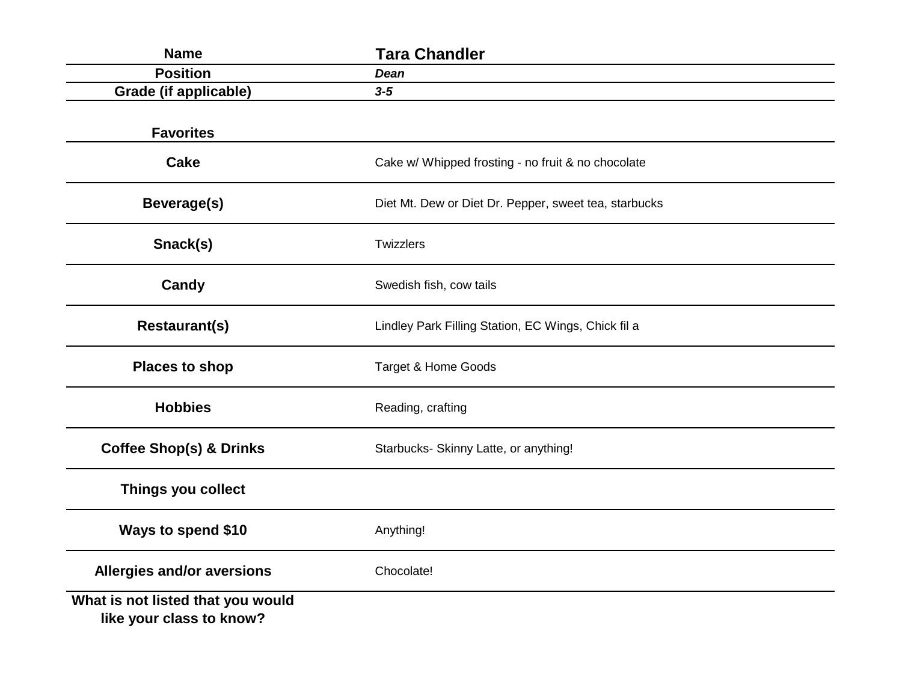| Name | Tara Chandler |
| --- | --- |
| **Position** | ***Dean*** |
| **Grade (if applicable)** | ***3-5*** |

| **Favorites** | |
| --- | --- |
| **Cake** | Cake w/ Whipped frosting - no fruit & no chocolate |
| **Beverage(s)** | Diet Mt. Dew or Diet Dr. Pepper, sweet tea, starbucks |
| **Snack(s)** | Twizzlers |
| **Candy** | Swedish fish, cow tails |
| **Restaurant(s)** | Lindley Park Filling Station, EC Wings, Chick fil a |
| **Places to shop** | Target & Home Goods |
| **Hobbies** | Reading, crafting |
| **Coffee Shop(s) & Drinks** | Starbucks- Skinny Latte, or anything! |
| **Things you collect** | |
| **Ways to spend $10** | Anything! |
| **Allergies and/or aversions** | Chocolate! |
| **What is not listed that you would like your class to know?** | |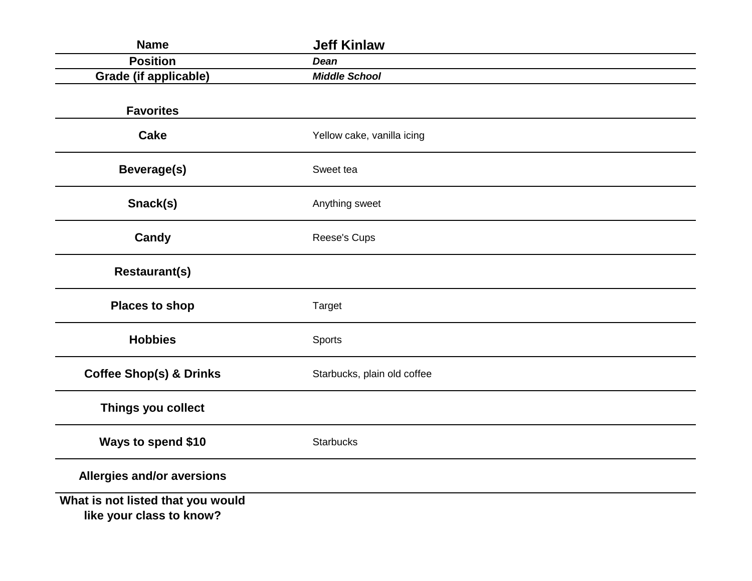| Name | Jeff Kinlaw |
|---|---|
| Position | *Dean* |
| Grade (if applicable) | *Middle School* |
| **Favorites** | |
| Cake | Yellow cake, vanilla icing |
| Beverage(s) | Sweet tea |
| Snack(s) | Anything sweet |
| Candy | Reese's Cups |
| Restaurant(s) | |
| Places to shop | Target |
| Hobbies | Sports |
| Coffee Shop(s) & Drinks | Starbucks, plain old coffee |
| Things you collect | |
| Ways to spend $10 | Starbucks |
| Allergies and/or aversions | |
| What is not listed that you would like your class to know? | |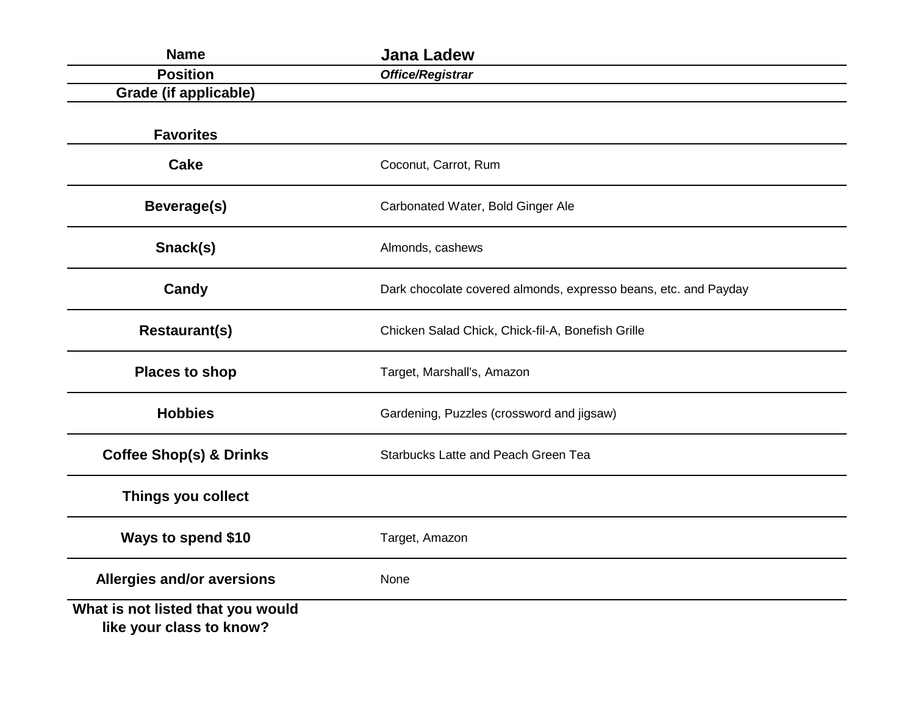| Name | **Jana Ladew** |
| --- | --- |
| **Position** | ***Office/Registrar*** |
| **Grade (if applicable)** | |
| **Favorites** | |
| **Cake** | Coconut, Carrot, Rum |
| **Beverage(s)** | Carbonated Water, Bold Ginger Ale |
| **Snack(s)** | Almonds, cashews |
| **Candy** | Dark chocolate covered almonds, expresso beans, etc. and Payday |
| **Restaurant(s)** | Chicken Salad Chick, Chick-fil-A, Bonefish Grille |
| **Places to shop** | Target, Marshall's, Amazon |
| **Hobbies** | Gardening, Puzzles (crossword and jigsaw) |
| **Coffee Shop(s) & Drinks** | Starbucks Latte and Peach Green Tea |
| **Things you collect** | |
| **Ways to spend $10** | Target, Amazon |
| **Allergies and/or aversions** | None |
| **What is not listed that you would like your class to know?** | |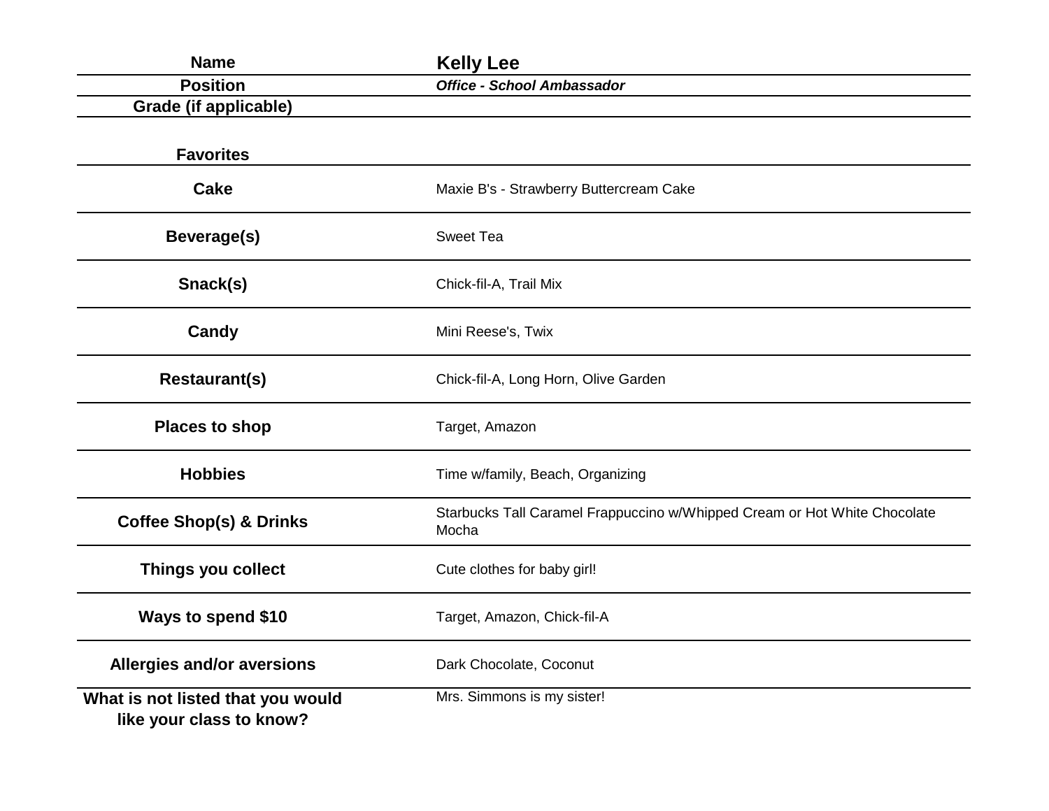| Name | Kelly Lee |
| --- | --- |
| Position | ***Office - School Ambassador*** |
| Grade (if applicable) | |
| **Favorites** | |
| **Cake** | Maxie B's - Strawberry Buttercream Cake |
| **Beverage(s)** | Sweet Tea |
| **Snack(s)** | Chick-fil-A, Trail Mix |
| **Candy** | Mini Reese's, Twix |
| **Restaurant(s)** | Chick-fil-A, Long Horn, Olive Garden |
| **Places to shop** | Target, Amazon |
| **Hobbies** | Time w/family, Beach, Organizing |
| **Coffee Shop(s) & Drinks** | Starbucks Tall Caramel Frappuccino w/Whipped Cream or Hot White Chocolate Mocha |
| **Things you collect** | Cute clothes for baby girl! |
| **Ways to spend $10** | Target, Amazon, Chick-fil-A |
| **Allergies and/or aversions** | Dark Chocolate, Coconut |
| **What is not listed that you would like your class to know?** | Mrs. Simmons is my sister! |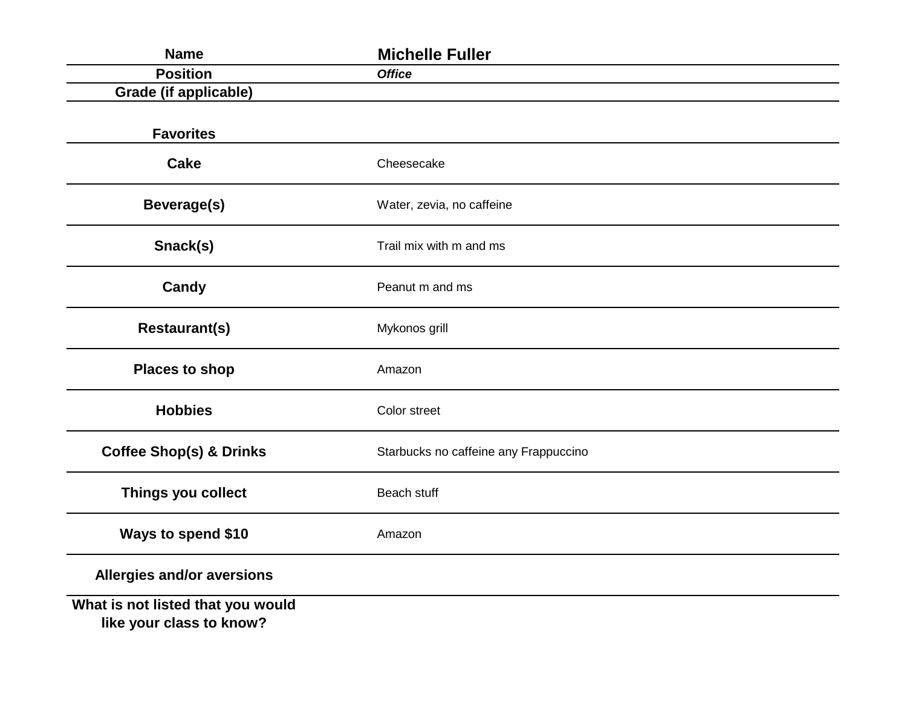| Name | Michelle Fuller |
|---|---|
| **Position** | ***Office*** |
| **Grade (if applicable)** | |
| **Favorites** | |
| **Cake** | Cheesecake |
| **Beverage(s)** | Water, zevia, no caffeine |
| **Snack(s)** | Trail mix with m and ms |
| **Candy** | Peanut m and ms |
| **Restaurant(s)** | Mykonos grill |
| **Places to shop** | Amazon |
| **Hobbies** | Color street |
| **Coffee Shop(s) & Drinks** | Starbucks no caffeine any Frappuccino |
| **Things you collect** | Beach stuff |
| **Ways to spend $10** | Amazon |
| **Allergies and/or aversions** | |
| **What is not listed that you would like your class to know?** | |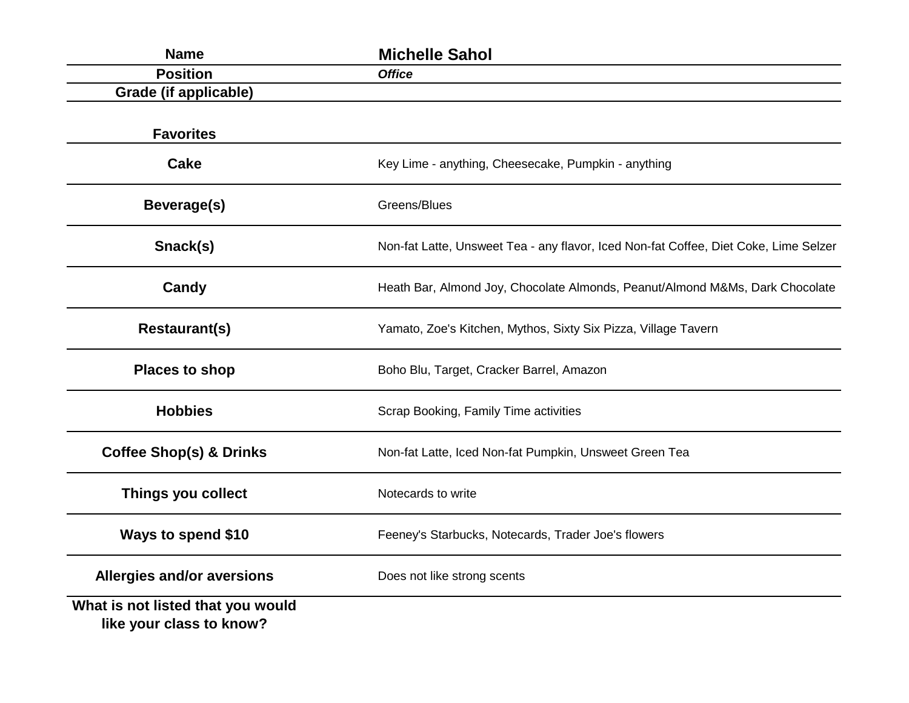| Name | Michelle Sahol |
| --- | --- |
| Position | *Office* |
| Grade (if applicable) | |

| Favorites | |
| --- | --- |
| Cake | Key Lime - anything, Cheesecake, Pumpkin - anything |
| Beverage(s) | Greens/Blues |
| Snack(s) | Non-fat Latte, Unsweet Tea - any flavor, Iced Non-fat Coffee, Diet Coke, Lime Selzer |
| Candy | Heath Bar, Almond Joy, Chocolate Almonds, Peanut/Almond M&Ms, Dark Chocolate |
| Restaurant(s) | Yamato, Zoe's Kitchen, Mythos, Sixty Six Pizza, Village Tavern |
| Places to shop | Boho Blu, Target, Cracker Barrel, Amazon |
| Hobbies | Scrap Booking, Family Time activities |
| Coffee Shop(s) & Drinks | Non-fat Latte, Iced Non-fat Pumpkin, Unsweet Green Tea |
| Things you collect | Notecards to write |
| Ways to spend $10 | Feeney's Starbucks, Notecards, Trader Joe's flowers |
| Allergies and/or aversions | Does not like strong scents |
| What is not listed that you would like your class to know? | |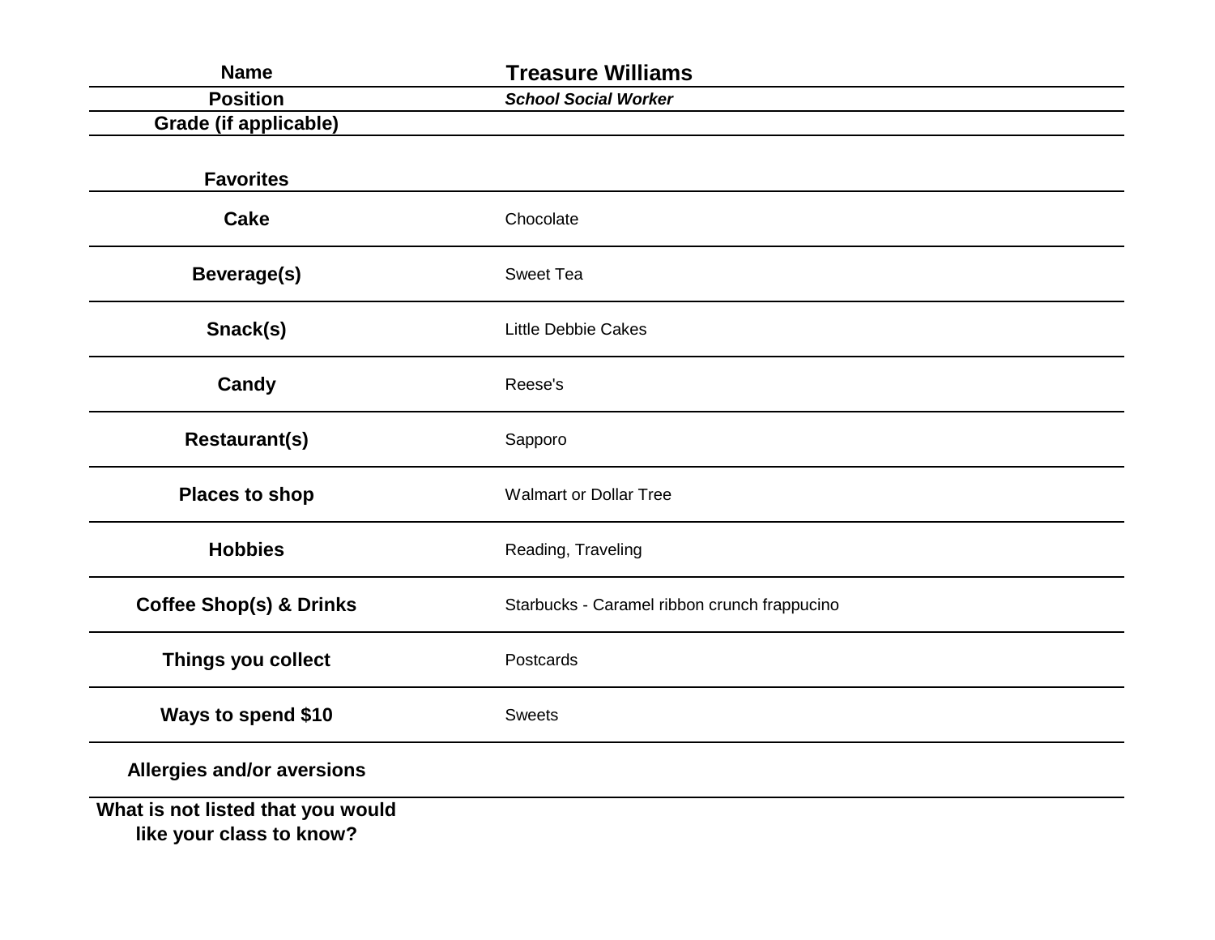| **Name** | **Treasure Williams** |
|---|---|
| **Position** | ***School Social Worker*** |
| **Grade (if applicable)** | |
| **Favorites** | |
| **Cake** | Chocolate |
| **Beverage(s)** | Sweet Tea |
| **Snack(s)** | Little Debbie Cakes |
| **Candy** | Reese's |
| **Restaurant(s)** | Sapporo |
| **Places to shop** | Walmart or Dollar Tree |
| **Hobbies** | Reading, Traveling |
| **Coffee Shop(s) & Drinks** | Starbucks - Caramel ribbon crunch frappucino |
| **Things you collect** | Postcards |
| **Ways to spend $10** | Sweets |
| **Allergies and/or aversions** | |
| **What is not listed that you would like your class to know?** | |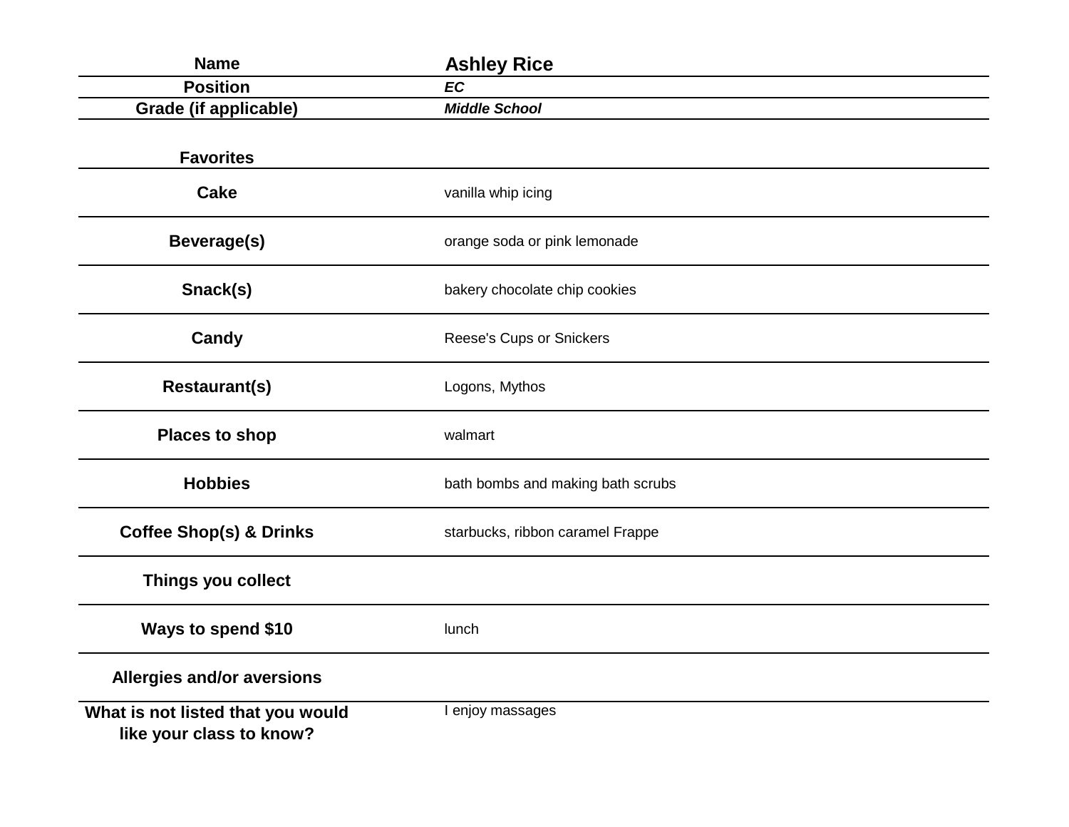| Name | Ashley Rice |
| --- | --- |
| Position | ***EC*** |
| Grade (if applicable) | ***Middle School*** |
| **Favorites** | |
| **Cake** | vanilla whip icing |
| **Beverage(s)** | orange soda or pink lemonade |
| **Snack(s)** | bakery chocolate chip cookies |
| **Candy** | Reese's Cups or Snickers |
| **Restaurant(s)** | Logons, Mythos |
| **Places to shop** | walmart |
| **Hobbies** | bath bombs and making bath scrubs |
| **Coffee Shop(s) & Drinks** | starbucks, ribbon caramel Frappe |
| **Things you collect** | |
| **Ways to spend $10** | lunch |
| **Allergies and/or aversions** | |
| **What is not listed that you would like your class to know?** | I enjoy massages |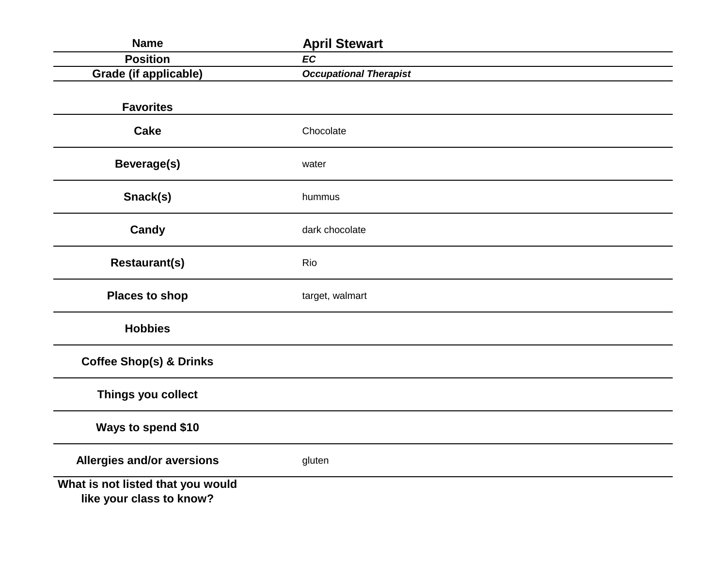| Name | April Stewart |
|---|---|
| Position | ***EC*** |
| Grade (if applicable) | ***Occupational Therapist*** |
| **Favorites** | |
| **Cake** | Chocolate |
| **Beverage(s)** | water |
| **Snack(s)** | hummus |
| **Candy** | dark chocolate |
| **Restaurant(s)** | Rio |
| **Places to shop** | target, walmart |
| **Hobbies** | |
| **Coffee Shop(s) & Drinks** | |
| **Things you collect** | |
| **Ways to spend $10** | |
| **Allergies and/or aversions** | gluten |
| **What is not listed that you would like your class to know?** | |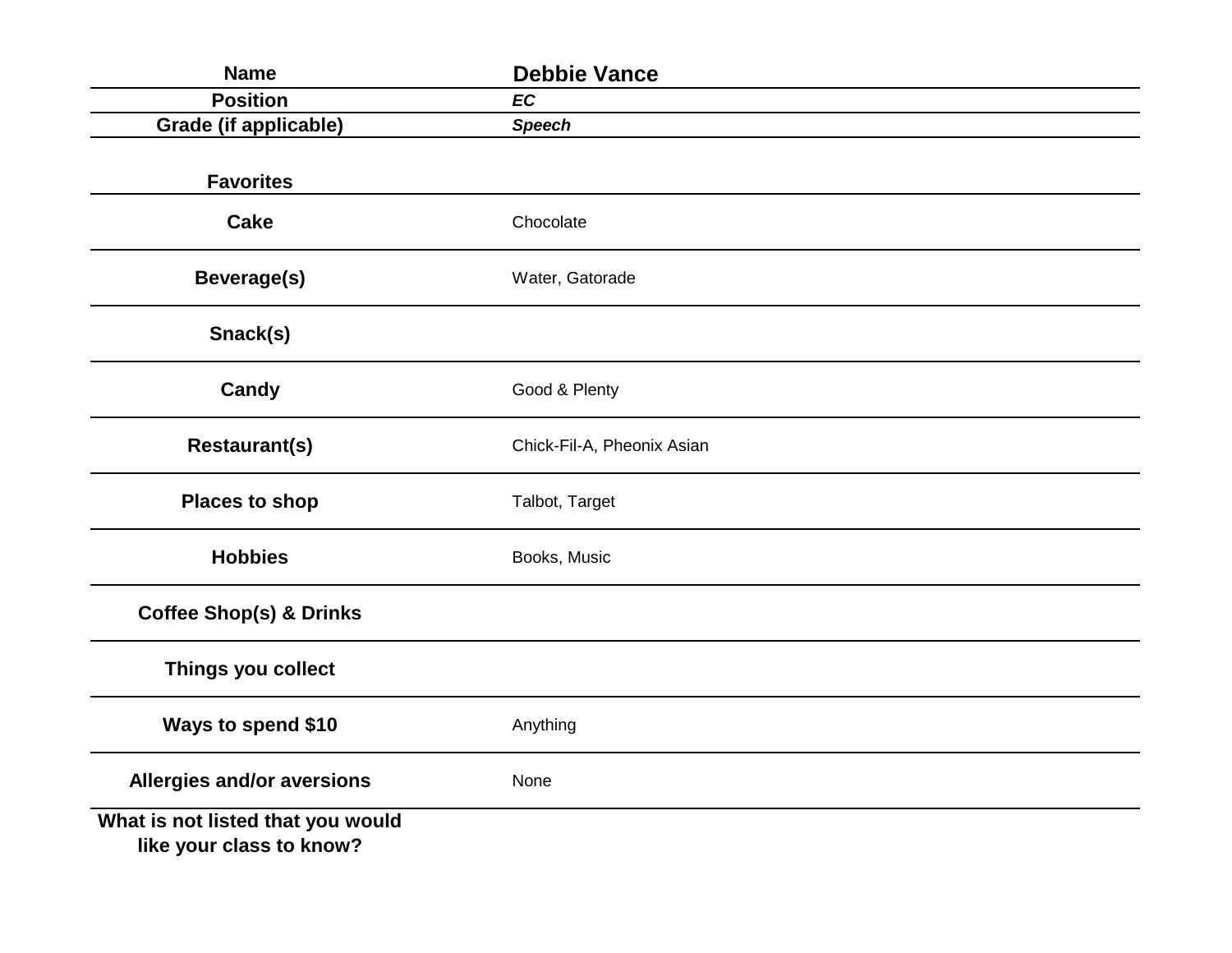| Name | Debbie Vance |
|---|---|
| Position | ***EC*** |
| Grade (if applicable) | ***Speech*** |
| **Favorites** | |
| **Cake** | Chocolate |
| **Beverage(s)** | Water, Gatorade |
| **Snack(s)** | |
| **Candy** | Good & Plenty |
| **Restaurant(s)** | Chick-Fil-A, Pheonix Asian |
| **Places to shop** | Talbot, Target |
| **Hobbies** | Books, Music |
| **Coffee Shop(s) & Drinks** | |
| **Things you collect** | |
| **Ways to spend $10** | Anything |
| **Allergies and/or aversions** | None |
| **What is not listed that you would like your class to know?** | |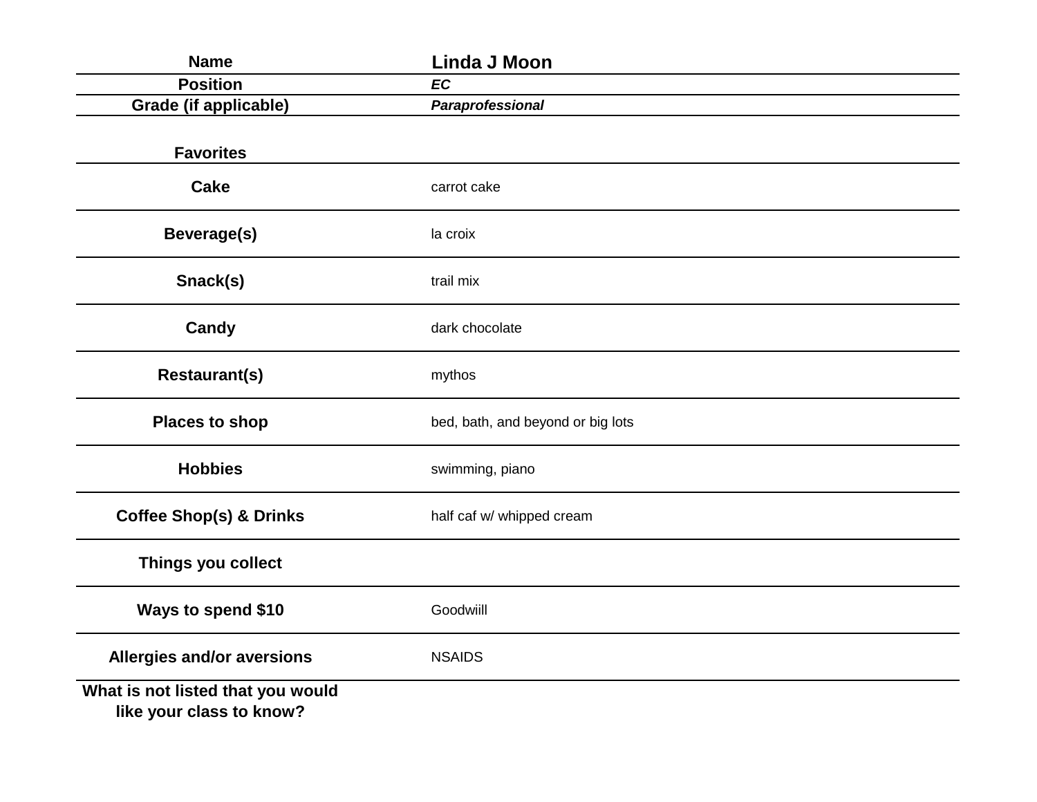| Name | Linda J Moon |
|---|---|
| **Position** | ***EC*** |
| **Grade (if applicable)** | ***Paraprofessional*** |
| **Favorites** | |
| **Cake** | carrot cake |
| **Beverage(s)** | la croix |
| **Snack(s)** | trail mix |
| **Candy** | dark chocolate |
| **Restaurant(s)** | mythos |
| **Places to shop** | bed, bath, and beyond or big lots |
| **Hobbies** | swimming, piano |
| **Coffee Shop(s) & Drinks** | half caf w/ whipped cream |
| **Things you collect** | |
| **Ways to spend $10** | Goodwiill |
| **Allergies and/or aversions** | NSAIDS |
| **What is not listed that you would like your class to know?** | |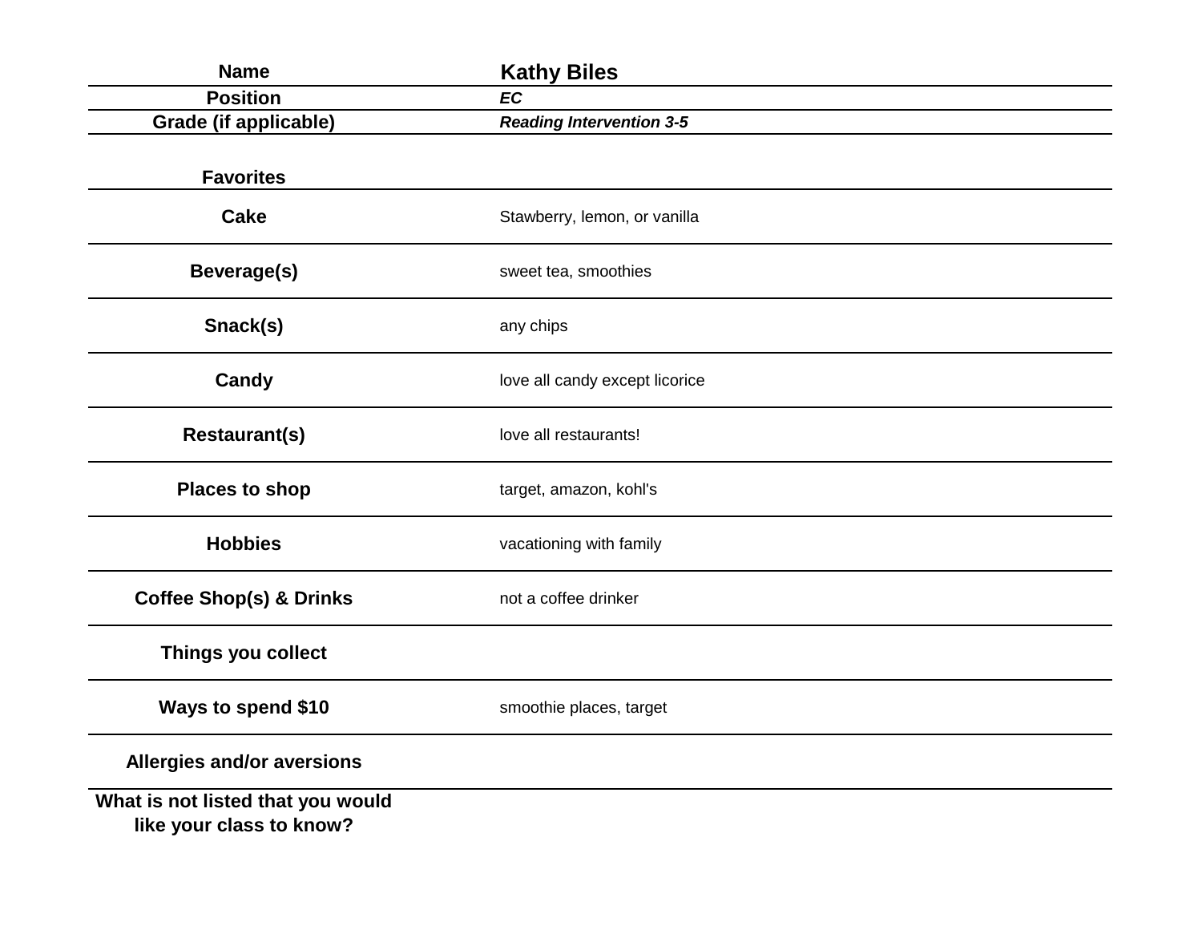| Name | Kathy Biles |
|---|---|
| Position | ***EC*** |
| Grade (if applicable) | ***Reading Intervention 3-5*** |
| **Favorites** | |
| **Cake** | Stawberry, lemon, or vanilla |
| **Beverage(s)** | sweet tea, smoothies |
| **Snack(s)** | any chips |
| **Candy** | love all candy except licorice |
| **Restaurant(s)** | love all restaurants! |
| **Places to shop** | target, amazon, kohl's |
| **Hobbies** | vacationing with family |
| **Coffee Shop(s) & Drinks** | not a coffee drinker |
| **Things you collect** | |
| **Ways to spend $10** | smoothie places, target |
| **Allergies and/or aversions** | |
| **What is not listed that you would like your class to know?** | |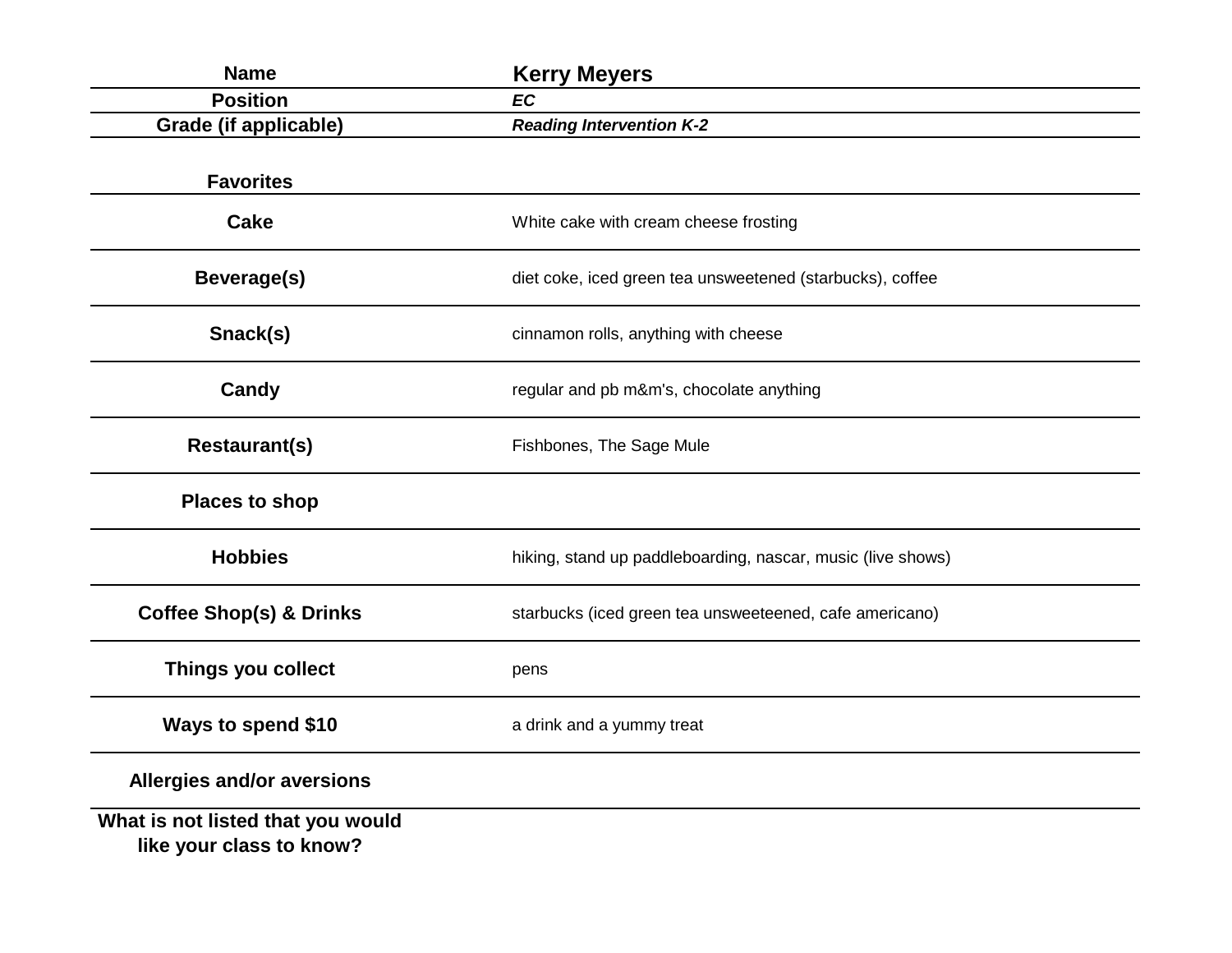| | |
|---|---|
| **Name** | **Kerry Meyers** |
| **Position** | ***EC*** |
| **Grade (if applicable)** | ***Reading Intervention K-2*** |
| **Favorites** | |
| **Cake** | White cake with cream cheese frosting |
| **Beverage(s)** | diet coke, iced green tea unsweetened (starbucks), coffee |
| **Snack(s)** | cinnamon rolls, anything with cheese |
| **Candy** | regular and pb m&m's, chocolate anything |
| **Restaurant(s)** | Fishbones, The Sage Mule |
| **Places to shop** | |
| **Hobbies** | hiking, stand up paddleboarding, nascar, music (live shows) |
| **Coffee Shop(s) & Drinks** | starbucks (iced green tea unsweeteened, cafe americano) |
| **Things you collect** | pens |
| **Ways to spend $10** | a drink and a yummy treat |
| **Allergies and/or aversions** | |
| **What is not listed that you would like your class to know?** | |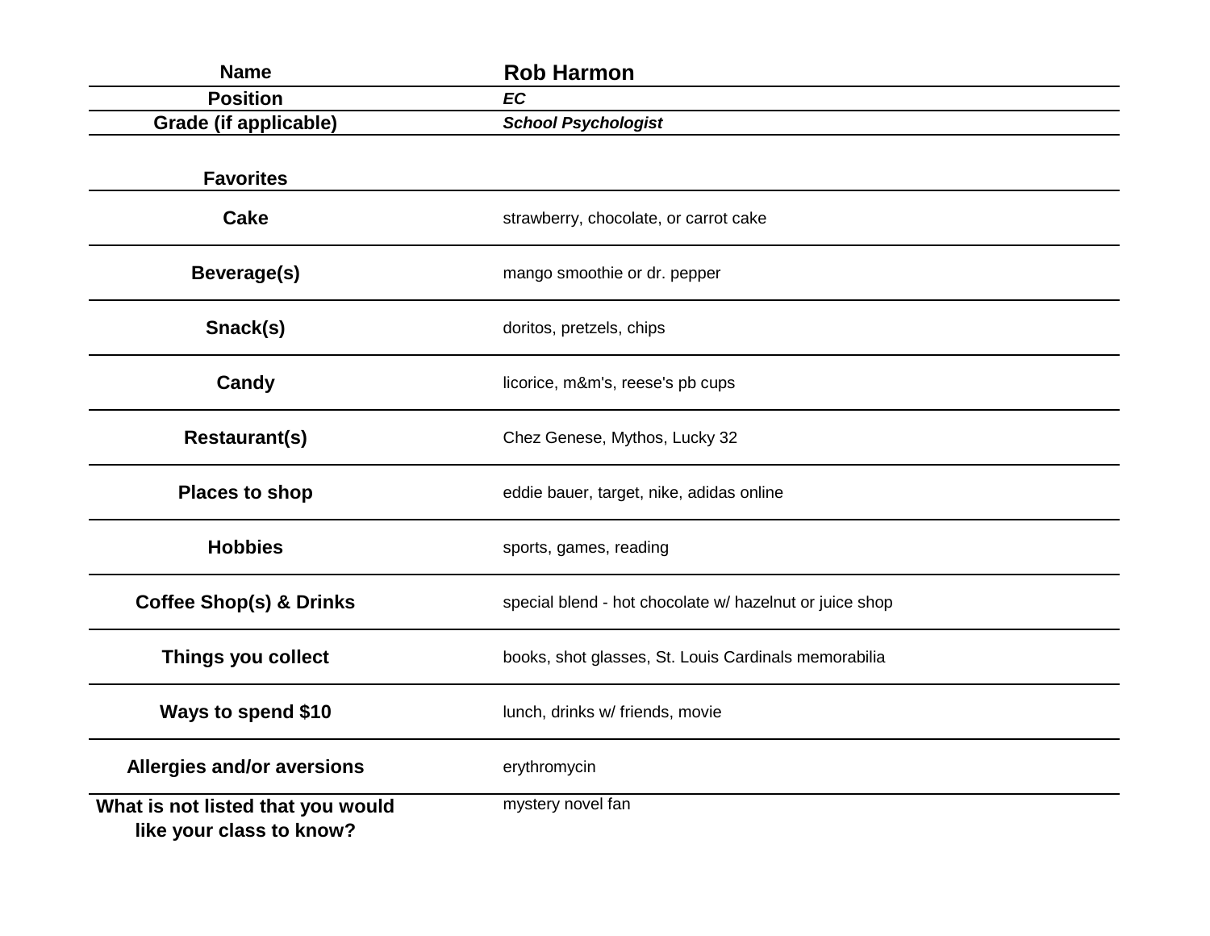| Name | Rob Harmon |
|---|---|
| Position | ***EC*** |
| Grade (if applicable) | ***School Psychologist*** |

| **Favorites** | |
|---|---|
| **Cake** | strawberry, chocolate, or carrot cake |
| **Beverage(s)** | mango smoothie or dr. pepper |
| **Snack(s)** | doritos, pretzels, chips |
| **Candy** | licorice, m&m's, reese's pb cups |
| **Restaurant(s)** | Chez Genese, Mythos, Lucky 32 |
| **Places to shop** | eddie bauer, target, nike, adidas online |
| **Hobbies** | sports, games, reading |
| **Coffee Shop(s) & Drinks** | special blend - hot chocolate w/ hazelnut or juice shop |
| **Things you collect** | books, shot glasses, St. Louis Cardinals memorabilia |
| **Ways to spend $10** | lunch, drinks w/ friends, movie |
| **Allergies and/or aversions** | erythromycin |
| **What is not listed that you would like your class to know?** | mystery novel fan |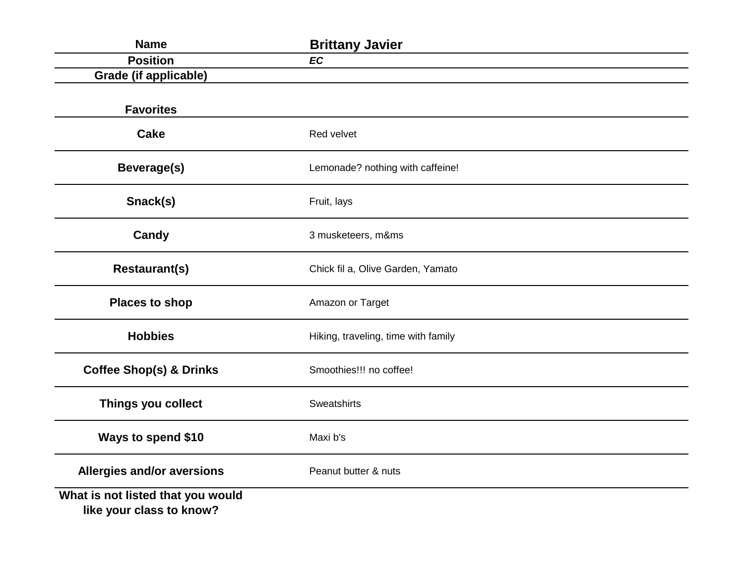| Name | Brittany Javier |
|---|---|
| Position | ***EC*** |
| Grade (if applicable) | |
| **Favorites** | |
| **Cake** | Red velvet |
| **Beverage(s)** | Lemonade? nothing with caffeine! |
| **Snack(s)** | Fruit, lays |
| **Candy** | 3 musketeers, m&ms |
| **Restaurant(s)** | Chick fil a, Olive Garden, Yamato |
| **Places to shop** | Amazon or Target |
| **Hobbies** | Hiking, traveling, time with family |
| **Coffee Shop(s) & Drinks** | Smoothies!!! no coffee! |
| **Things you collect** | Sweatshirts |
| **Ways to spend $10** | Maxi b's |
| **Allergies and/or aversions** | Peanut butter & nuts |
| **What is not listed that you would like your class to know?** | |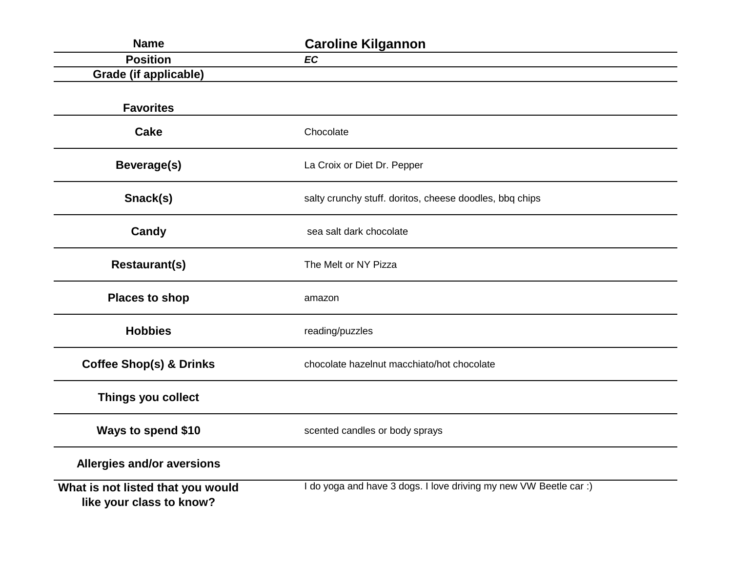| Name | Caroline Kilgannon |
|---|---|
| Position | ***EC*** |
| Grade (if applicable) | |
| **Favorites** | |
| **Cake** | Chocolate |
| **Beverage(s)** | La Croix or Diet Dr. Pepper |
| **Snack(s)** | salty crunchy stuff. doritos, cheese doodles, bbq chips |
| **Candy** | sea salt dark chocolate |
| **Restaurant(s)** | The Melt or NY Pizza |
| **Places to shop** | amazon |
| **Hobbies** | reading/puzzles |
| **Coffee Shop(s) & Drinks** | chocolate hazelnut macchiato/hot chocolate |
| **Things you collect** | |
| **Ways to spend $10** | scented candles or body sprays |
| **Allergies and/or aversions** | |
| **What is not listed that you would like your class to know?** | I do yoga and have 3 dogs. I love driving my new VW Beetle car :) |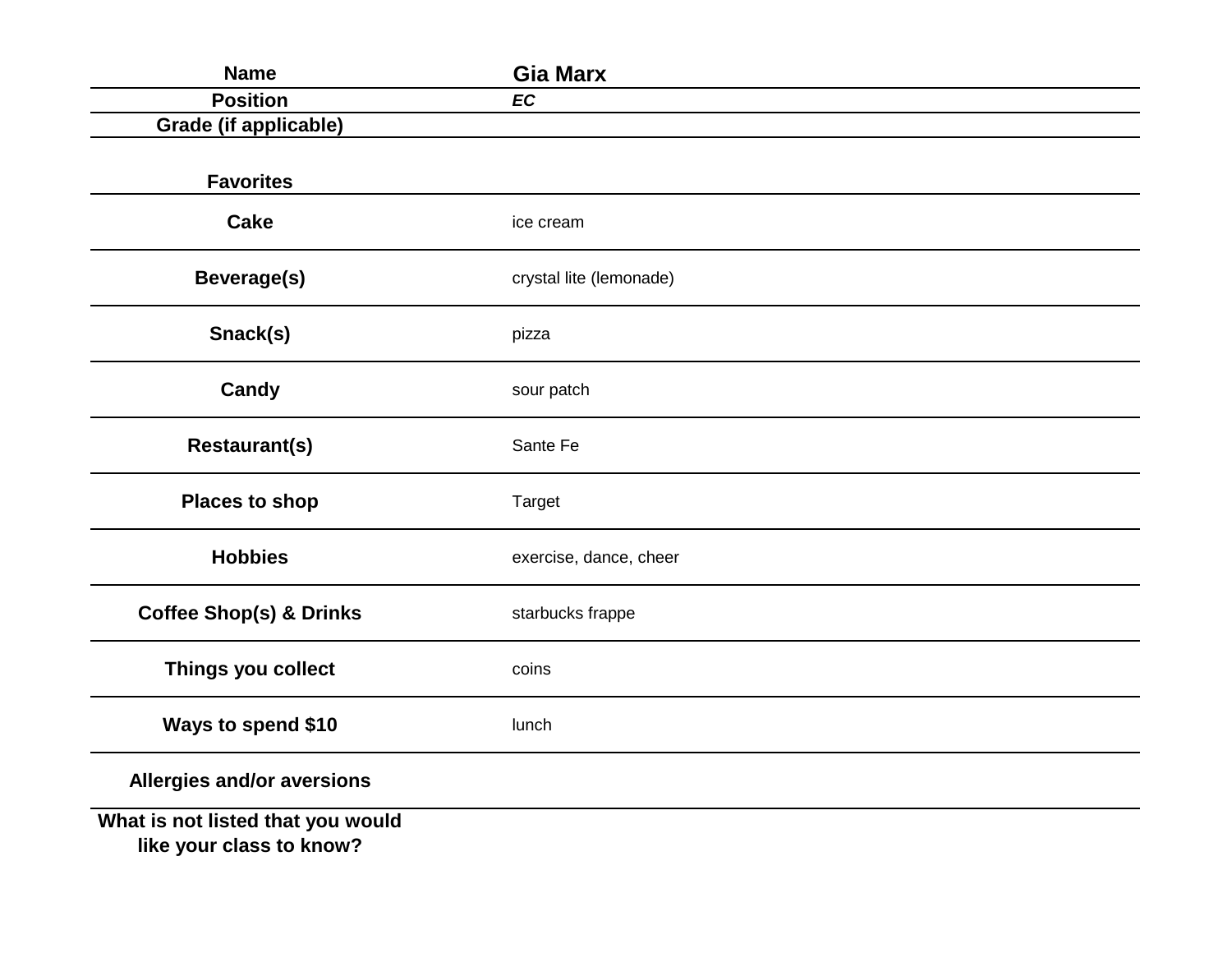| Name | Gia Marx |
|---|---|
| **Position** | ***EC*** |
| **Grade (if applicable)** | |
| **Favorites** | |
| **Cake** | ice cream |
| **Beverage(s)** | crystal lite (lemonade) |
| **Snack(s)** | pizza |
| **Candy** | sour patch |
| **Restaurant(s)** | Sante Fe |
| **Places to shop** | Target |
| **Hobbies** | exercise, dance, cheer |
| **Coffee Shop(s) & Drinks** | starbucks frappe |
| **Things you collect** | coins |
| **Ways to spend $10** | lunch |
| **Allergies and/or aversions** | |
| **What is not listed that you would like your class to know?** | |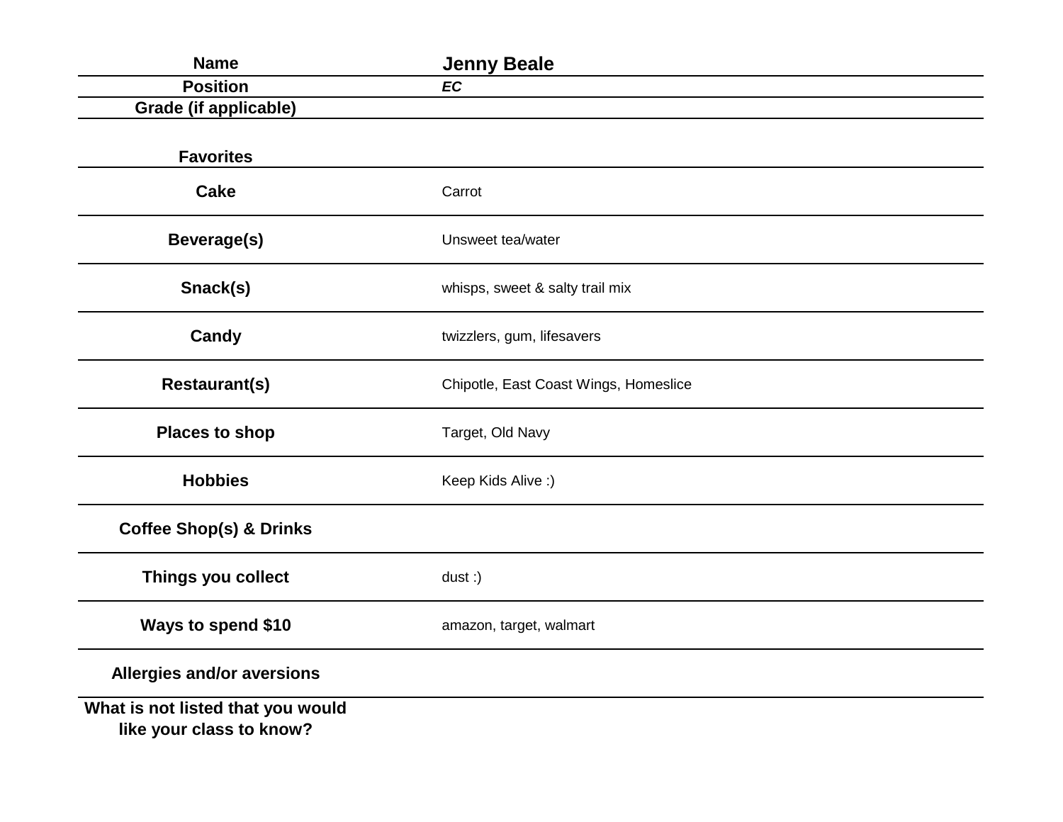| | |
|---|---|
| **Name** | **Jenny Beale** |
| **Position** | ***EC*** |
| **Grade (if applicable)** | |
| **Favorites** | |
| **Cake** | Carrot |
| **Beverage(s)** | Unsweet tea/water |
| **Snack(s)** | whisps, sweet & salty trail mix |
| **Candy** | twizzlers, gum, lifesavers |
| **Restaurant(s)** | Chipotle, East Coast Wings, Homeslice |
| **Places to shop** | Target, Old Navy |
| **Hobbies** | Keep Kids Alive :) |
| **Coffee Shop(s) & Drinks** | |
| **Things you collect** | dust :) |
| **Ways to spend $10** | amazon, target, walmart |
| **Allergies and/or aversions** | |
| **What is not listed that you would like your class to know?** | |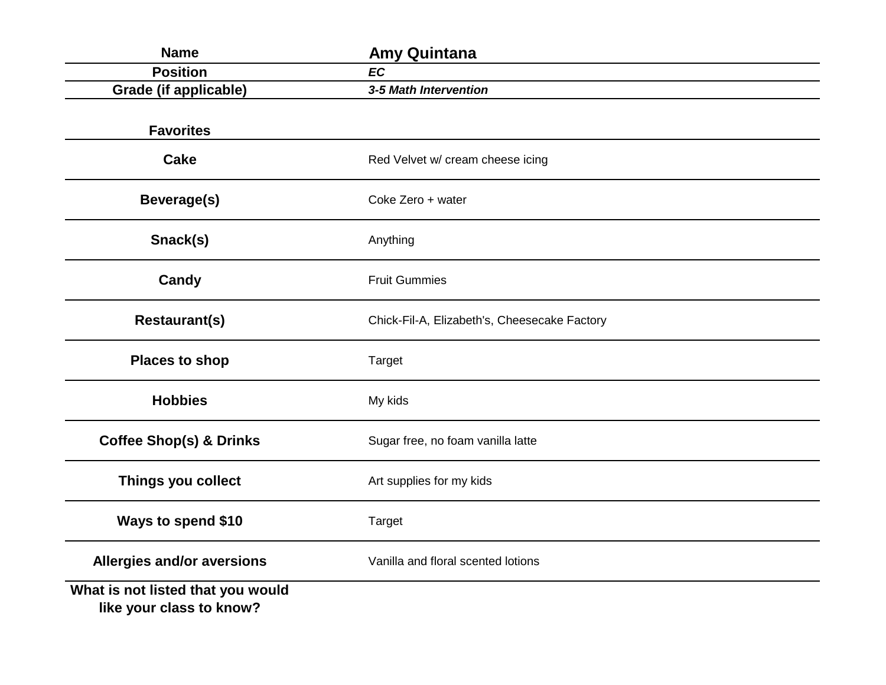| Name | Amy Quintana |
|---|---|
| **Position** | ***EC*** |
| **Grade (if applicable)** | ***3-5 Math Intervention*** |
| | |
| **Favorites** | |
| **Cake** | Red Velvet w/ cream cheese icing |
| **Beverage(s)** | Coke Zero + water |
| **Snack(s)** | Anything |
| **Candy** | Fruit Gummies |
| **Restaurant(s)** | Chick-Fil-A, Elizabeth's, Cheesecake Factory |
| **Places to shop** | Target |
| **Hobbies** | My kids |
| **Coffee Shop(s) & Drinks** | Sugar free, no foam vanilla latte |
| **Things you collect** | Art supplies for my kids |
| **Ways to spend $10** | Target |
| **Allergies and/or aversions** | Vanilla and floral scented lotions |
| **What is not listed that you would like your class to know?** | |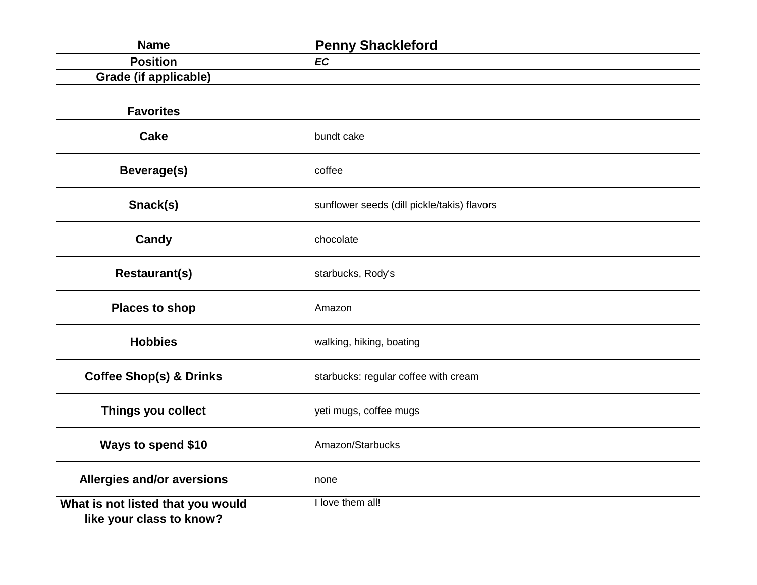| Name | Penny Shackleford |
|---|---|
| Position | *EC* |
| Grade (if applicable) | |
| **Favorites** | |
| Cake | bundt cake |
| Beverage(s) | coffee |
| Snack(s) | sunflower seeds (dill pickle/takis) flavors |
| Candy | chocolate |
| Restaurant(s) | starbucks, Rody's |
| Places to shop | Amazon |
| Hobbies | walking, hiking, boating |
| Coffee Shop(s) & Drinks | starbucks: regular coffee with cream |
| Things you collect | yeti mugs, coffee mugs |
| Ways to spend $10 | Amazon/Starbucks |
| Allergies and/or aversions | none |
| What is not listed that you would like your class to know? | I love them all! |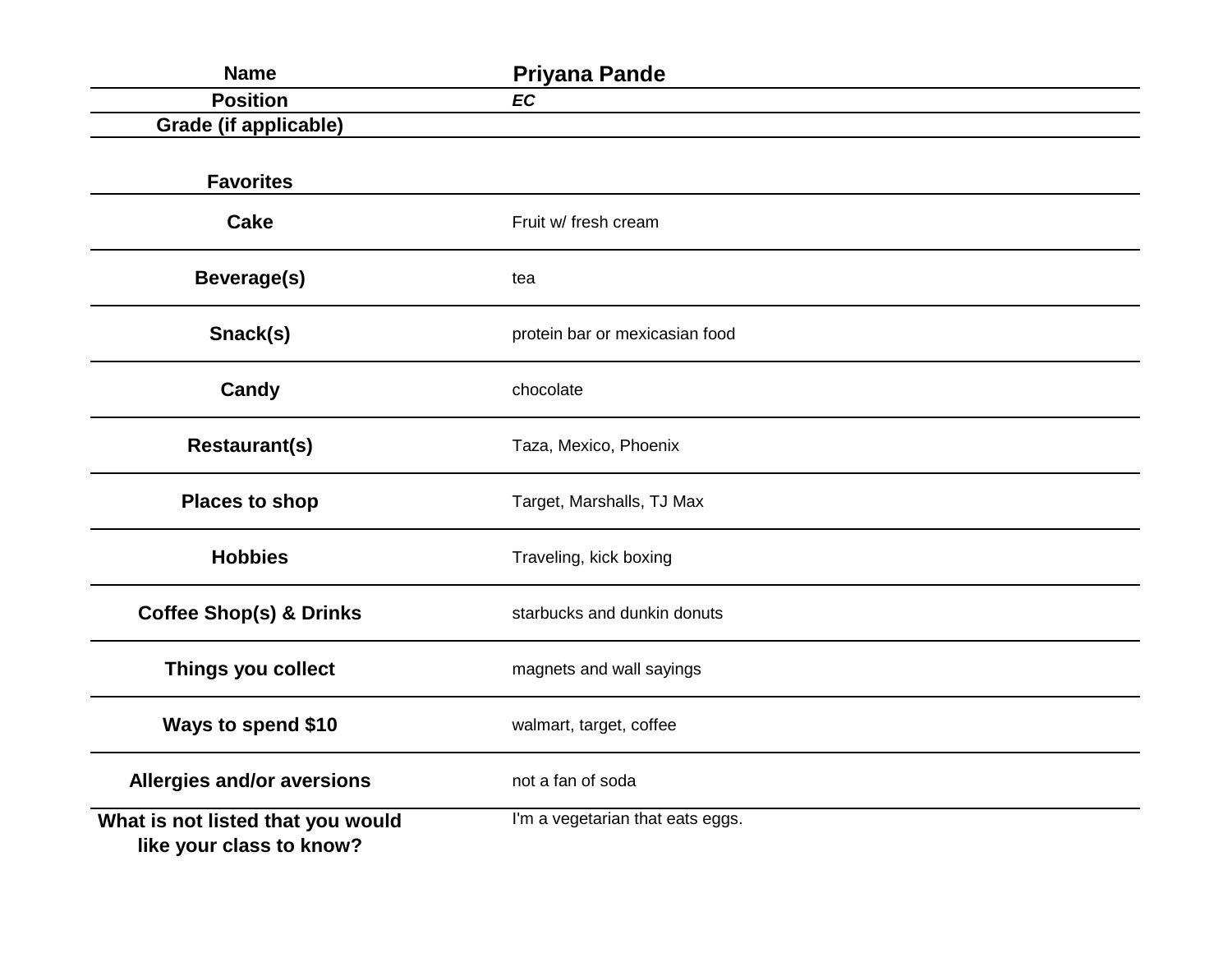| Name | Priyana Pande |
|---|---|
| Position | ***EC*** |
| Grade (if applicable) | |
| **Favorites** | |
| **Cake** | Fruit w/ fresh cream |
| **Beverage(s)** | tea |
| **Snack(s)** | protein bar or mexicasian food |
| **Candy** | chocolate |
| **Restaurant(s)** | Taza, Mexico, Phoenix |
| **Places to shop** | Target, Marshalls, TJ Max |
| **Hobbies** | Traveling, kick boxing |
| **Coffee Shop(s) & Drinks** | starbucks and dunkin donuts |
| **Things you collect** | magnets and wall sayings |
| **Ways to spend $10** | walmart, target, coffee |
| **Allergies and/or aversions** | not a fan of soda |
| **What is not listed that you would like your class to know?** | I'm a vegetarian that eats eggs. |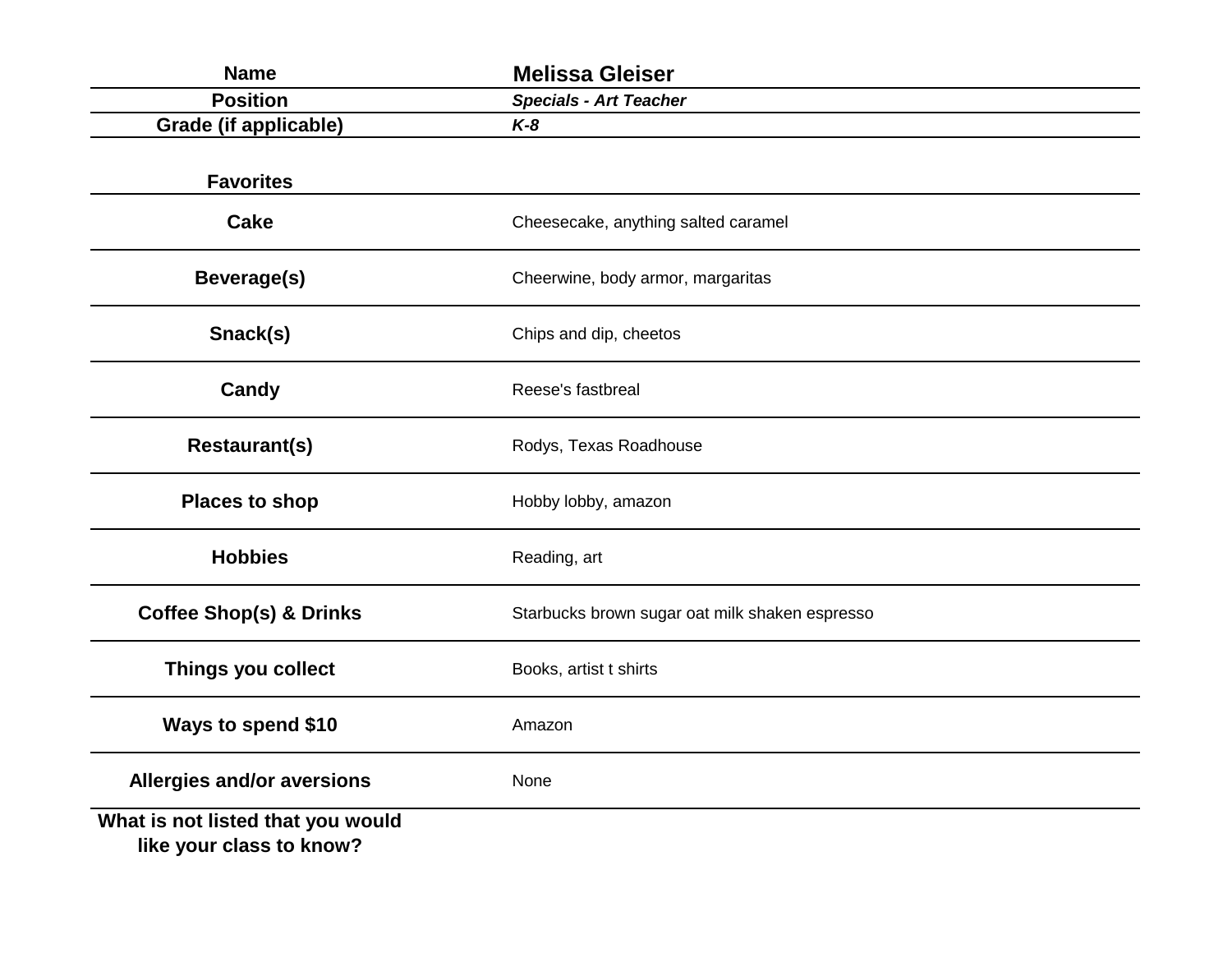| Name | **Melissa Gleiser** |
|---|---|
| **Position** | ***Specials - Art Teacher*** |
| **Grade (if applicable)** | ***K-8*** |

| **Favorites** | |
|---|---|
| **Cake** | Cheesecake, anything salted caramel |
| **Beverage(s)** | Cheerwine, body armor, margaritas |
| **Snack(s)** | Chips and dip, cheetos |
| **Candy** | Reese's fastbreal |
| **Restaurant(s)** | Rodys, Texas Roadhouse |
| **Places to shop** | Hobby lobby, amazon |
| **Hobbies** | Reading, art |
| **Coffee Shop(s) & Drinks** | Starbucks brown sugar oat milk shaken espresso |
| **Things you collect** | Books, artist t shirts |
| **Ways to spend $10** | Amazon |
| **Allergies and/or aversions** | None |
| **What is not listed that you would like your class to know?** | |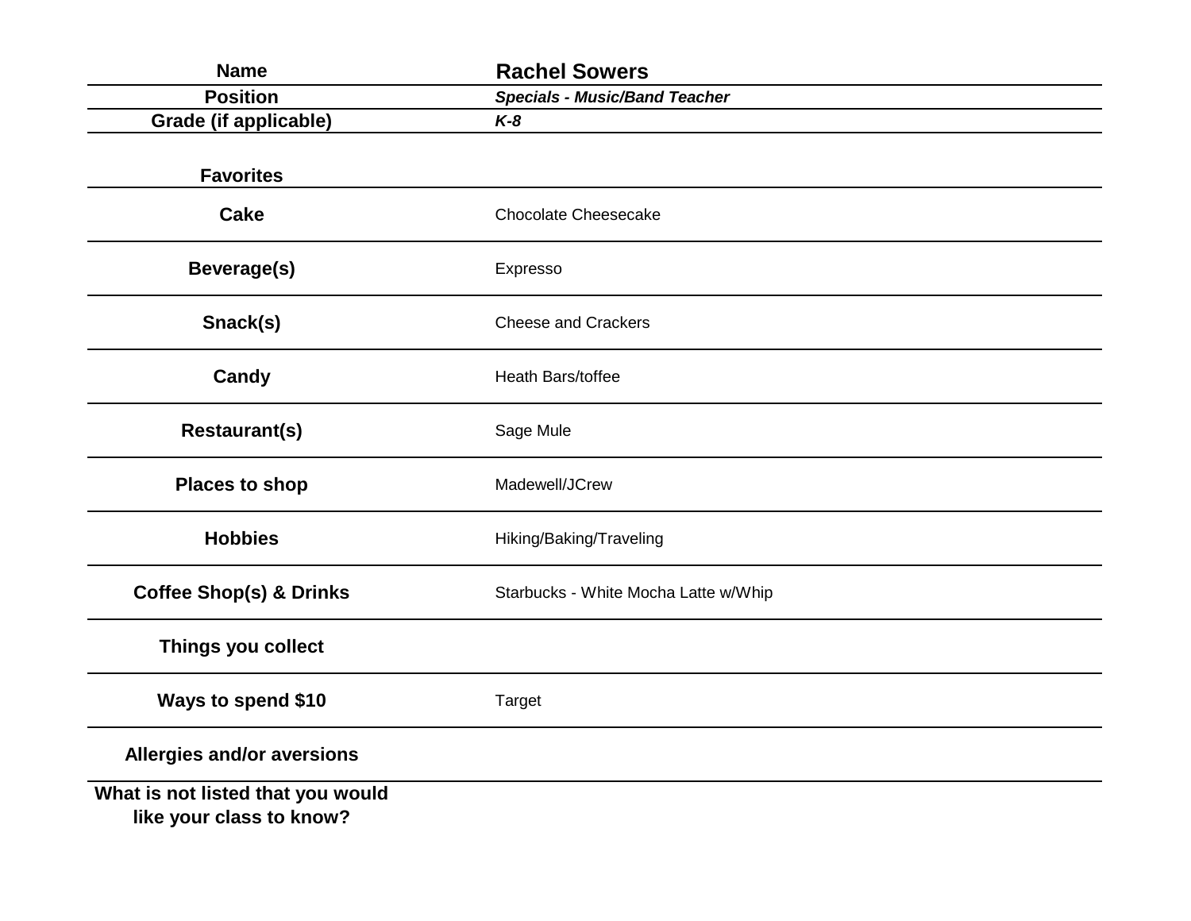| Name | Rachel Sowers |
|---|---|
| **Position** | ***Specials - Music/Band Teacher*** |
| **Grade (if applicable)** | ***K-8*** |
| | |
| **Favorites** | |
| **Cake** | Chocolate Cheesecake |
| **Beverage(s)** | Expresso |
| **Snack(s)** | Cheese and Crackers |
| **Candy** | Heath Bars/toffee |
| **Restaurant(s)** | Sage Mule |
| **Places to shop** | Madewell/JCrew |
| **Hobbies** | Hiking/Baking/Traveling |
| **Coffee Shop(s) & Drinks** | Starbucks - White Mocha Latte w/Whip |
| **Things you collect** | |
| **Ways to spend $10** | Target |
| **Allergies and/or aversions** | |
| **What is not listed that you would like your class to know?** | |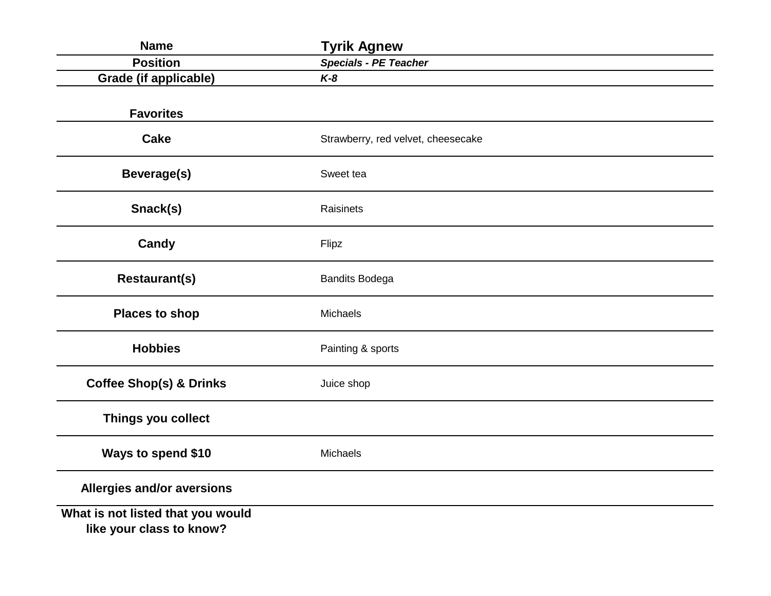| Name | Tyrik Agnew |
|---|---|
| Position | *Specials - PE Teacher* |
| Grade (if applicable) | *K-8* |
| **Favorites** | |
| Cake | Strawberry, red velvet, cheesecake |
| Beverage(s) | Sweet tea |
| Snack(s) | Raisinets |
| Candy | Flipz |
| Restaurant(s) | Bandits Bodega |
| Places to shop | Michaels |
| Hobbies | Painting & sports |
| Coffee Shop(s) & Drinks | Juice shop |
| Things you collect | |
| Ways to spend $10 | Michaels |
| Allergies and/or aversions | |
| What is not listed that you would like your class to know? | |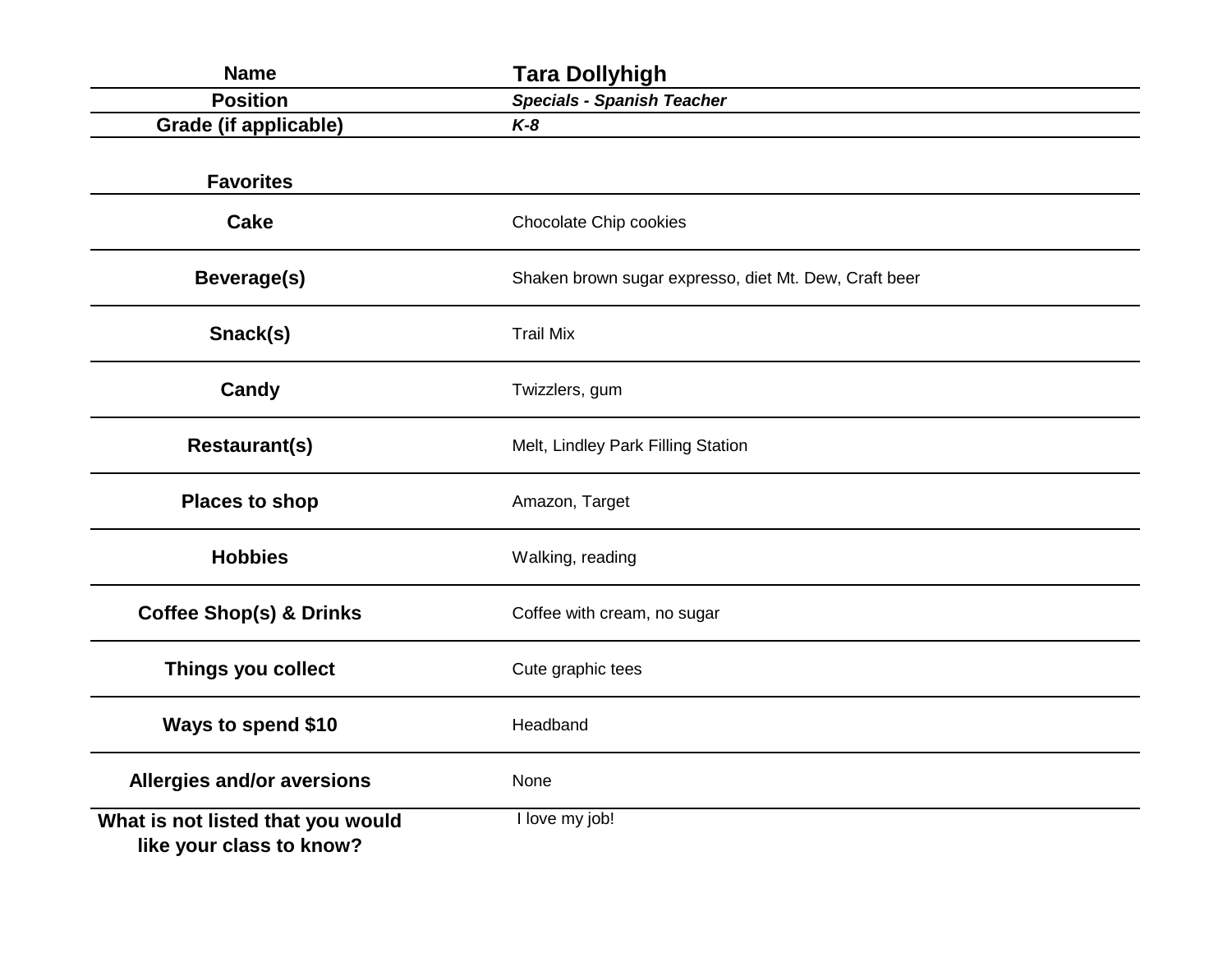| Name | **Tara Dollyhigh** |
|---|---|
| **Position** | ***Specials - Spanish Teacher*** |
| **Grade (if applicable)** | ***K-8*** |

| **Favorites** | |
|---|---|
| **Cake** | Chocolate Chip cookies |
| **Beverage(s)** | Shaken brown sugar expresso, diet Mt. Dew, Craft beer |
| **Snack(s)** | Trail Mix |
| **Candy** | Twizzlers, gum |
| **Restaurant(s)** | Melt, Lindley Park Filling Station |
| **Places to shop** | Amazon, Target |
| **Hobbies** | Walking, reading |
| **Coffee Shop(s) & Drinks** | Coffee with cream, no sugar |
| **Things you collect** | Cute graphic tees |
| **Ways to spend $10** | Headband |
| **Allergies and/or aversions** | None |
| **What is not listed that you would like your class to know?** | I love my job! |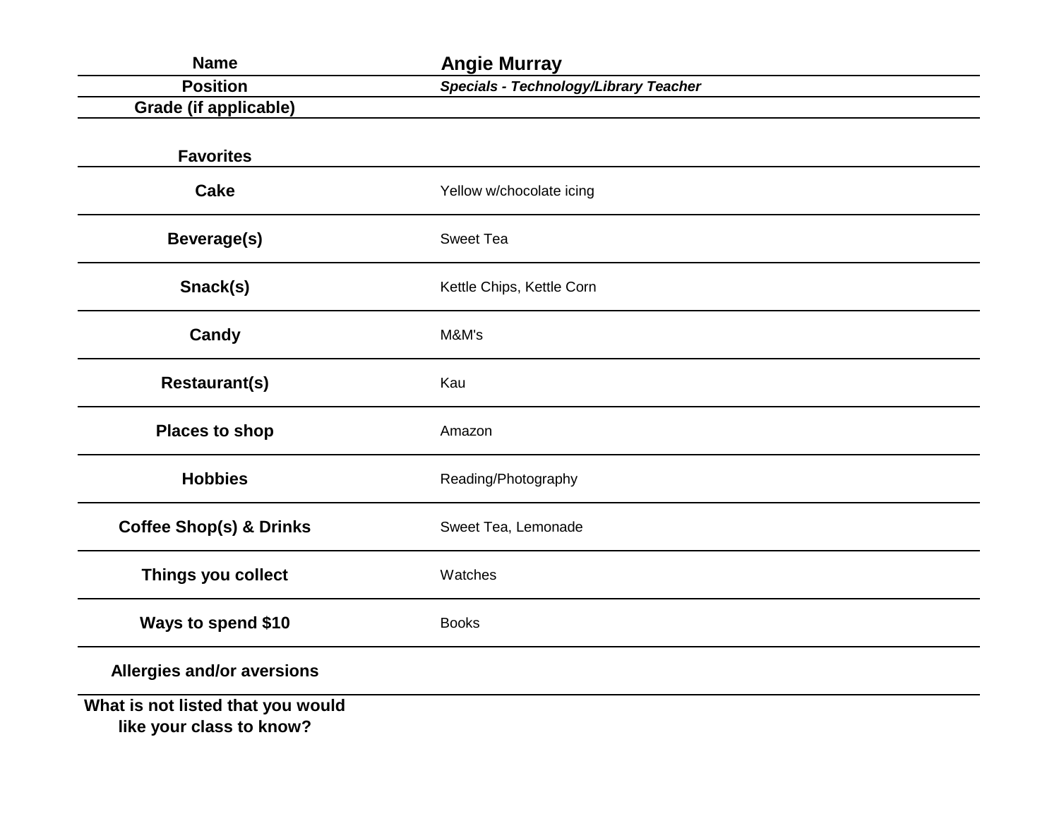| Name | Angie Murray |
|---|---|
| Position | ***Specials - Technology/Library Teacher*** |
| Grade (if applicable) | |
| **Favorites** | |
| **Cake** | Yellow w/chocolate icing |
| **Beverage(s)** | Sweet Tea |
| **Snack(s)** | Kettle Chips, Kettle Corn |
| **Candy** | M&M's |
| **Restaurant(s)** | Kau |
| **Places to shop** | Amazon |
| **Hobbies** | Reading/Photography |
| **Coffee Shop(s) & Drinks** | Sweet Tea, Lemonade |
| **Things you collect** | Watches |
| **Ways to spend $10** | Books |
| **Allergies and/or aversions** | |
| **What is not listed that you would like your class to know?** | |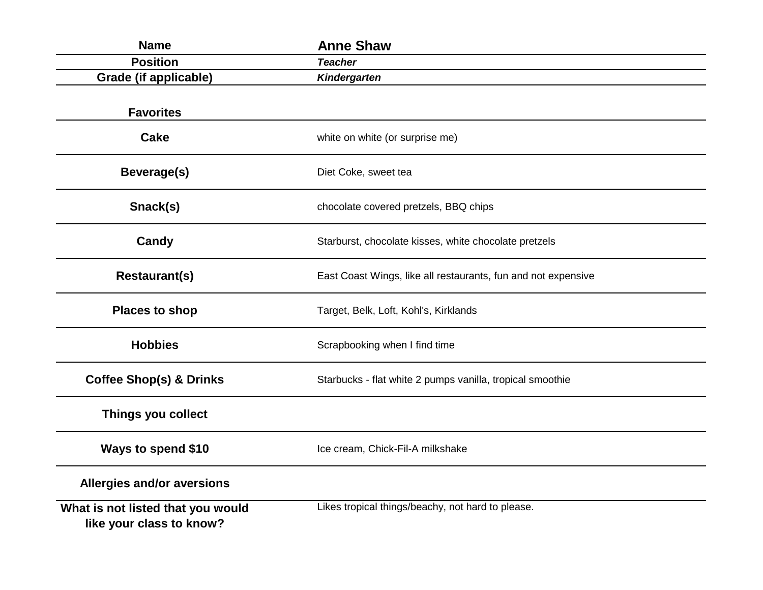| Name | Anne Shaw |
|---|---|
| **Position** | ***Teacher*** |
| **Grade (if applicable)** | ***Kindergarten*** |

**Favorites**

| | |
|---|---|
| **Cake** | white on white (or surprise me) |
| **Beverage(s)** | Diet Coke, sweet tea |
| **Snack(s)** | chocolate covered pretzels, BBQ chips |
| **Candy** | Starburst, chocolate kisses, white chocolate pretzels |
| **Restaurant(s)** | East Coast Wings, like all restaurants, fun and not expensive |
| **Places to shop** | Target, Belk, Loft, Kohl's, Kirklands |
| **Hobbies** | Scrapbooking when I find time |
| **Coffee Shop(s) & Drinks** | Starbucks - flat white 2 pumps vanilla, tropical smoothie |
| **Things you collect** | |
| **Ways to spend $10** | Ice cream, Chick-Fil-A milkshake |
| **Allergies and/or aversions** | |
| **What is not listed that you would like your class to know?** | Likes tropical things/beachy, not hard to please. |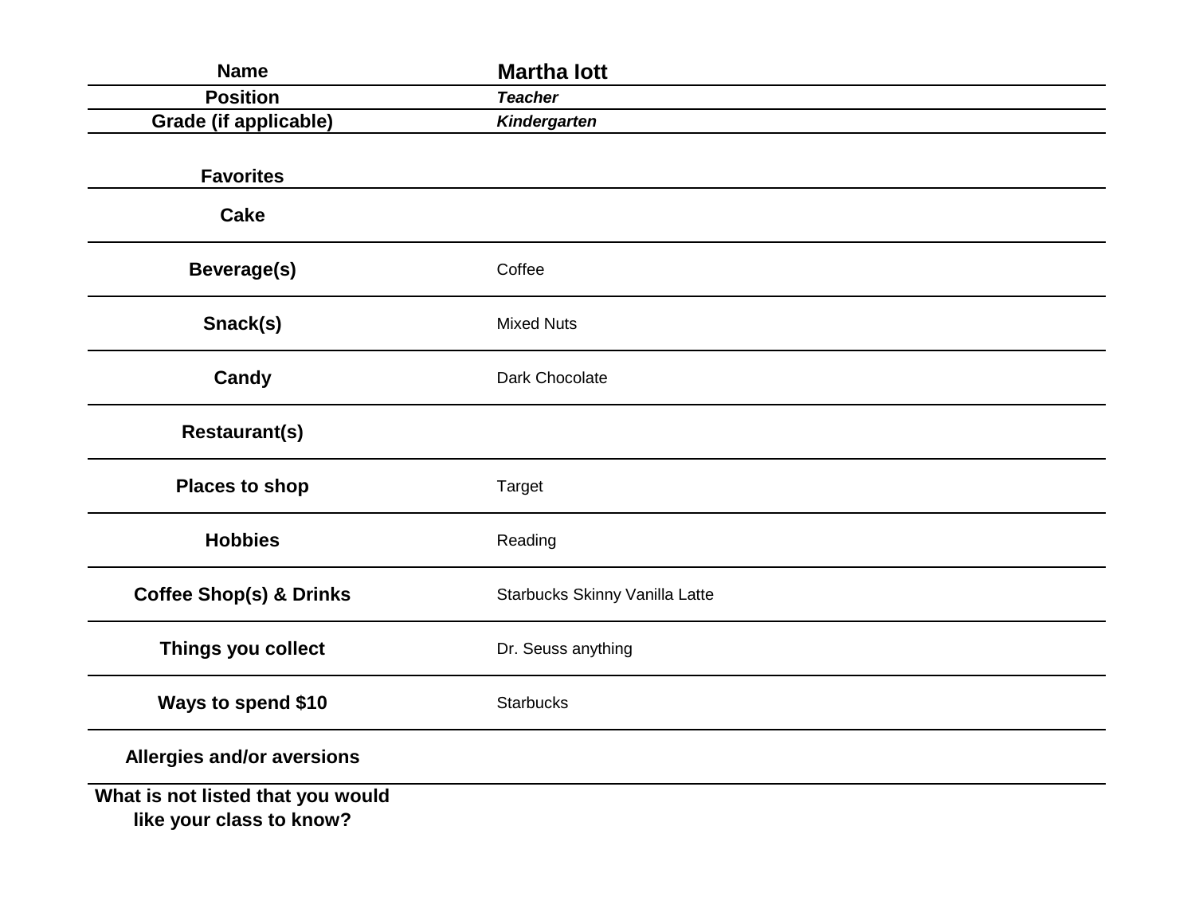| | |
|---|---|
| **Name** | **Martha Iott** |
| **Position** | ***Teacher*** |
| **Grade (if applicable)** | ***Kindergarten*** |

| **Favorites** | |
|---|---|
| **Cake** | |
| **Beverage(s)** | Coffee |
| **Snack(s)** | Mixed Nuts |
| **Candy** | Dark Chocolate |
| **Restaurant(s)** | |
| **Places to shop** | Target |
| **Hobbies** | Reading |
| **Coffee Shop(s) & Drinks** | Starbucks Skinny Vanilla Latte |
| **Things you collect** | Dr. Seuss anything |
| **Ways to spend $10** | Starbucks |
| **Allergies and/or aversions** | |
| **What is not listed that you would like your class to know?** | |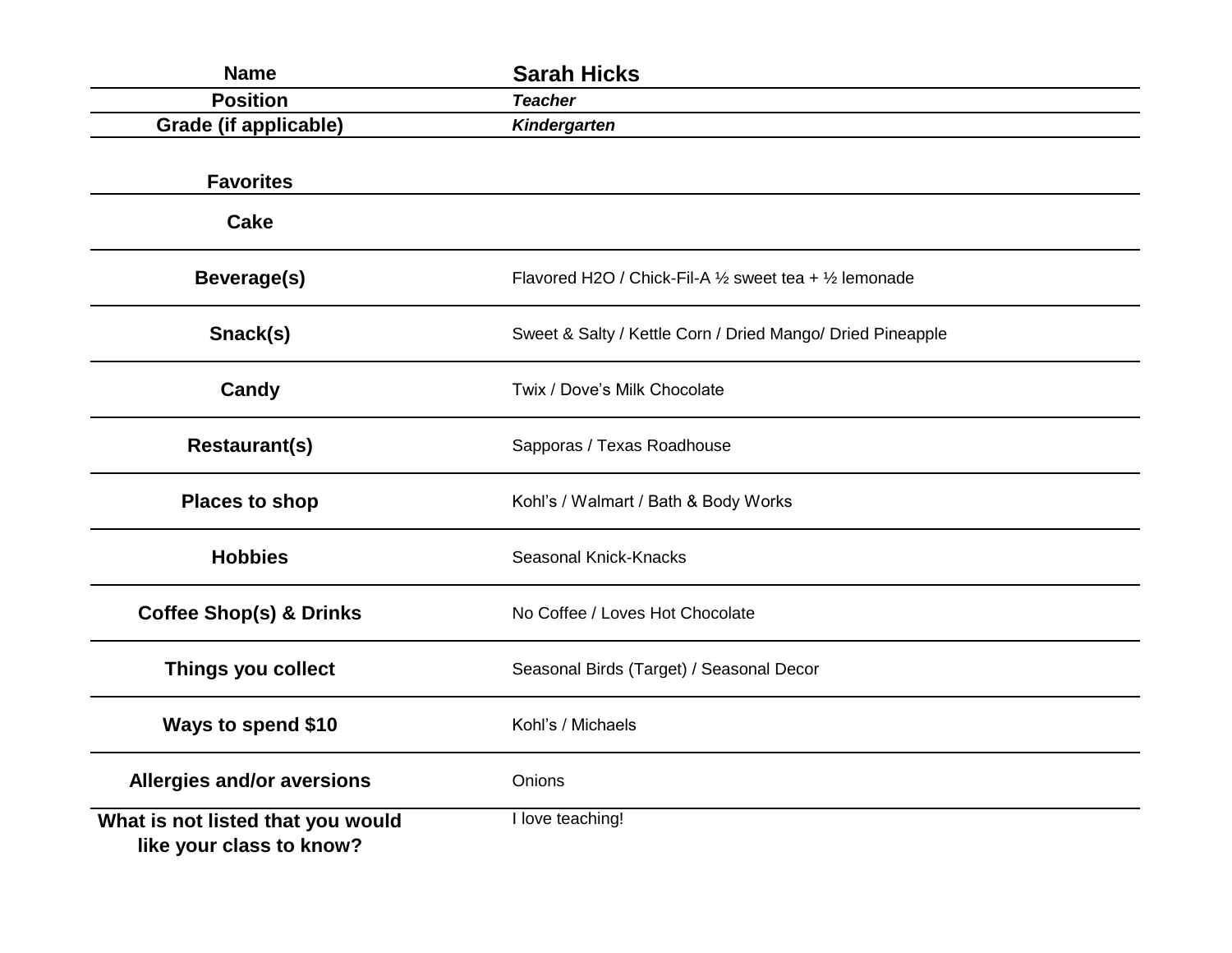| Name | **Sarah Hicks** |
| --- | --- |
| **Position** | ***Teacher*** |
| **Grade (if applicable)** | ***Kindergarten*** |
| **Favorites** | |
| **Cake** | |
| **Beverage(s)** | Flavored H2O / Chick-Fil-A ½ sweet tea + ½ lemonade |
| **Snack(s)** | Sweet & Salty / Kettle Corn / Dried Mango/ Dried Pineapple |
| **Candy** | Twix / Dove's Milk Chocolate |
| **Restaurant(s)** | Sapporas / Texas Roadhouse |
| **Places to shop** | Kohl's / Walmart / Bath & Body Works |
| **Hobbies** | Seasonal Knick-Knacks |
| **Coffee Shop(s) & Drinks** | No Coffee / Loves Hot Chocolate |
| **Things you collect** | Seasonal Birds (Target) / Seasonal Decor |
| **Ways to spend $10** | Kohl's / Michaels |
| **Allergies and/or aversions** | Onions |
| **What is not listed that you would like your class to know?** | I love teaching! |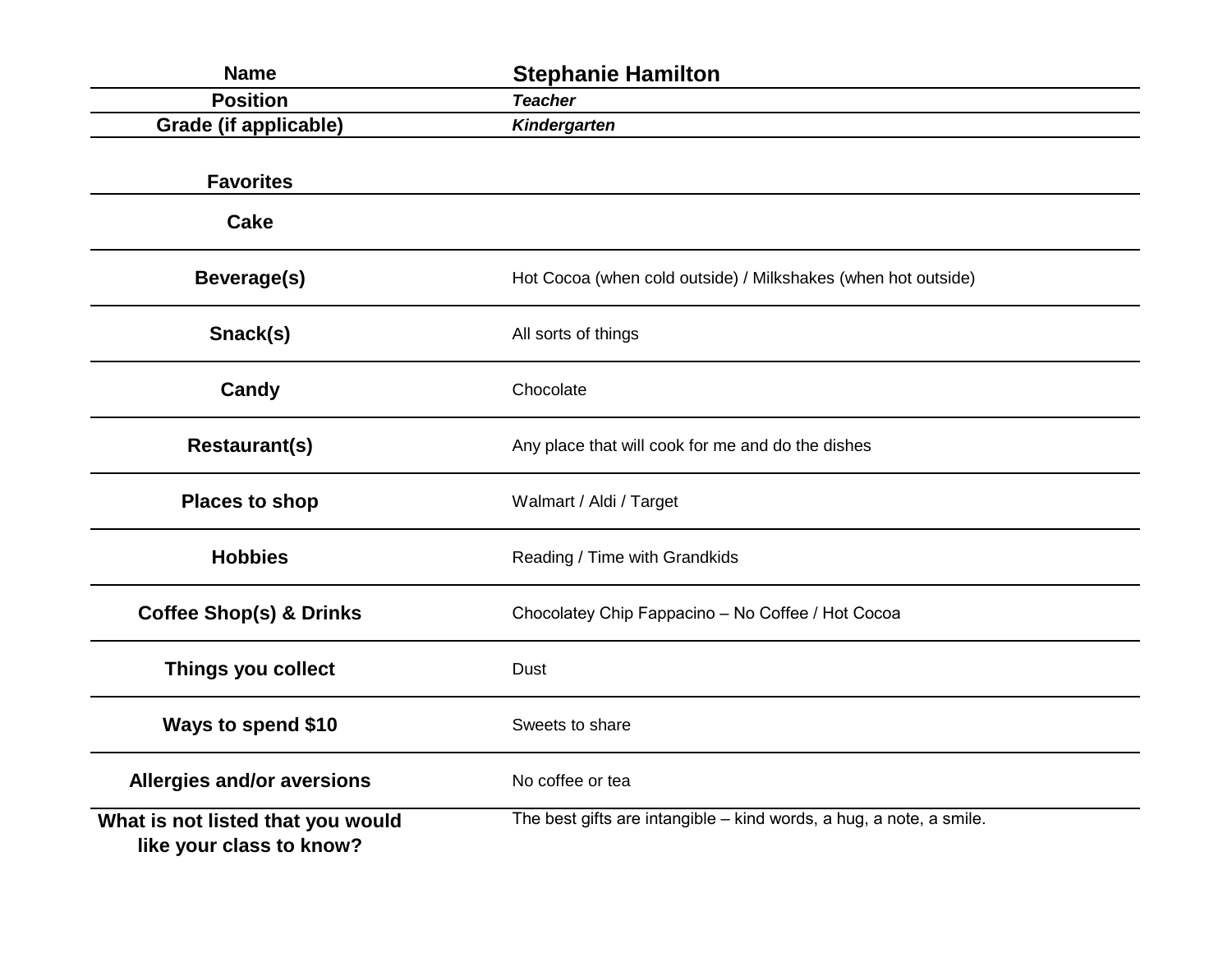| Name | Stephanie Hamilton |
|---|---|
| Position | ***Teacher*** |
| Grade (if applicable) | ***Kindergarten*** |
| | |
| **Favorites** | |
| **Cake** | |
| **Beverage(s)** | Hot Cocoa (when cold outside) / Milkshakes (when hot outside) |
| **Snack(s)** | All sorts of things |
| **Candy** | Chocolate |
| **Restaurant(s)** | Any place that will cook for me and do the dishes |
| **Places to shop** | Walmart / Aldi / Target |
| **Hobbies** | Reading / Time with Grandkids |
| **Coffee Shop(s) & Drinks** | Chocolatey Chip Fappacino – No Coffee / Hot Cocoa |
| **Things you collect** | Dust |
| **Ways to spend $10** | Sweets to share |
| **Allergies and/or aversions** | No coffee or tea |
| **What is not listed that you would like your class to know?** | The best gifts are intangible – kind words, a hug, a note, a smile. |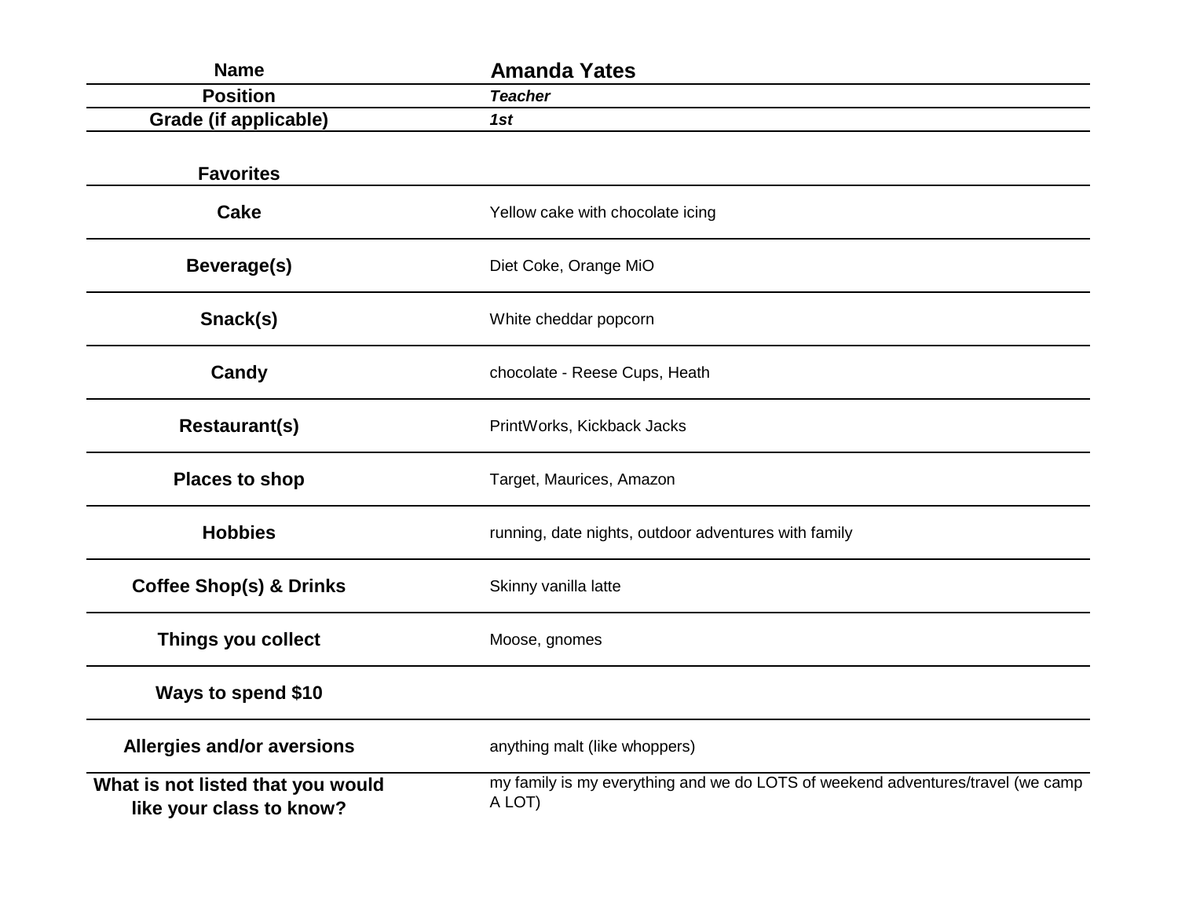| Name | **Amanda Yates** |
|---|---|
| **Position** | ***Teacher*** |
| **Grade (if applicable)** | ***1st*** |
| **Favorites** | |
| **Cake** | Yellow cake with chocolate icing |
| **Beverage(s)** | Diet Coke, Orange MiO |
| **Snack(s)** | White cheddar popcorn |
| **Candy** | chocolate - Reese Cups, Heath |
| **Restaurant(s)** | PrintWorks, Kickback Jacks |
| **Places to shop** | Target, Maurices, Amazon |
| **Hobbies** | running, date nights, outdoor adventures with family |
| **Coffee Shop(s) & Drinks** | Skinny vanilla latte |
| **Things you collect** | Moose, gnomes |
| **Ways to spend $10** | |
| **Allergies and/or aversions** | anything malt (like whoppers) |
| **What is not listed that you would like your class to know?** | my family is my everything and we do LOTS of weekend adventures/travel (we camp A LOT) |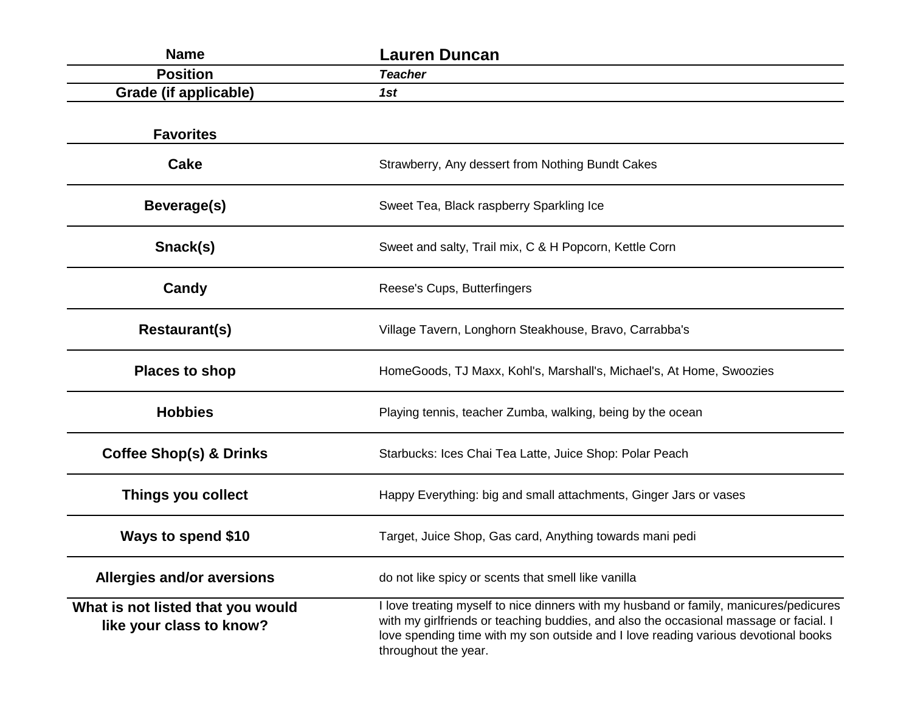| Name | Lauren Duncan |
|---|---|
| Position | *Teacher* |
| Grade (if applicable) | *1st* |

| Favorites | |
|---|---|
| Cake | Strawberry, Any dessert from Nothing Bundt Cakes |
| Beverage(s) | Sweet Tea, Black raspberry Sparkling Ice |
| Snack(s) | Sweet and salty, Trail mix, C & H Popcorn, Kettle Corn |
| Candy | Reese's Cups, Butterfingers |
| Restaurant(s) | Village Tavern, Longhorn Steakhouse, Bravo, Carrabba's |
| Places to shop | HomeGoods, TJ Maxx, Kohl's, Marshall's, Michael's, At Home, Swoozies |
| Hobbies | Playing tennis, teacher Zumba, walking, being by the ocean |
| Coffee Shop(s) & Drinks | Starbucks: Ices Chai Tea Latte, Juice Shop: Polar Peach |
| Things you collect | Happy Everything: big and small attachments, Ginger Jars or vases |
| Ways to spend $10 | Target, Juice Shop, Gas card, Anything towards mani pedi |
| Allergies and/or aversions | do not like spicy or scents that smell like vanilla |
| What is not listed that you would like your class to know? | I love treating myself to nice dinners with my husband or family, manicures/pedicures with my girlfriends or teaching buddies, and also the occasional massage or facial. I love spending time with my son outside and I love reading various devotional books throughout the year. |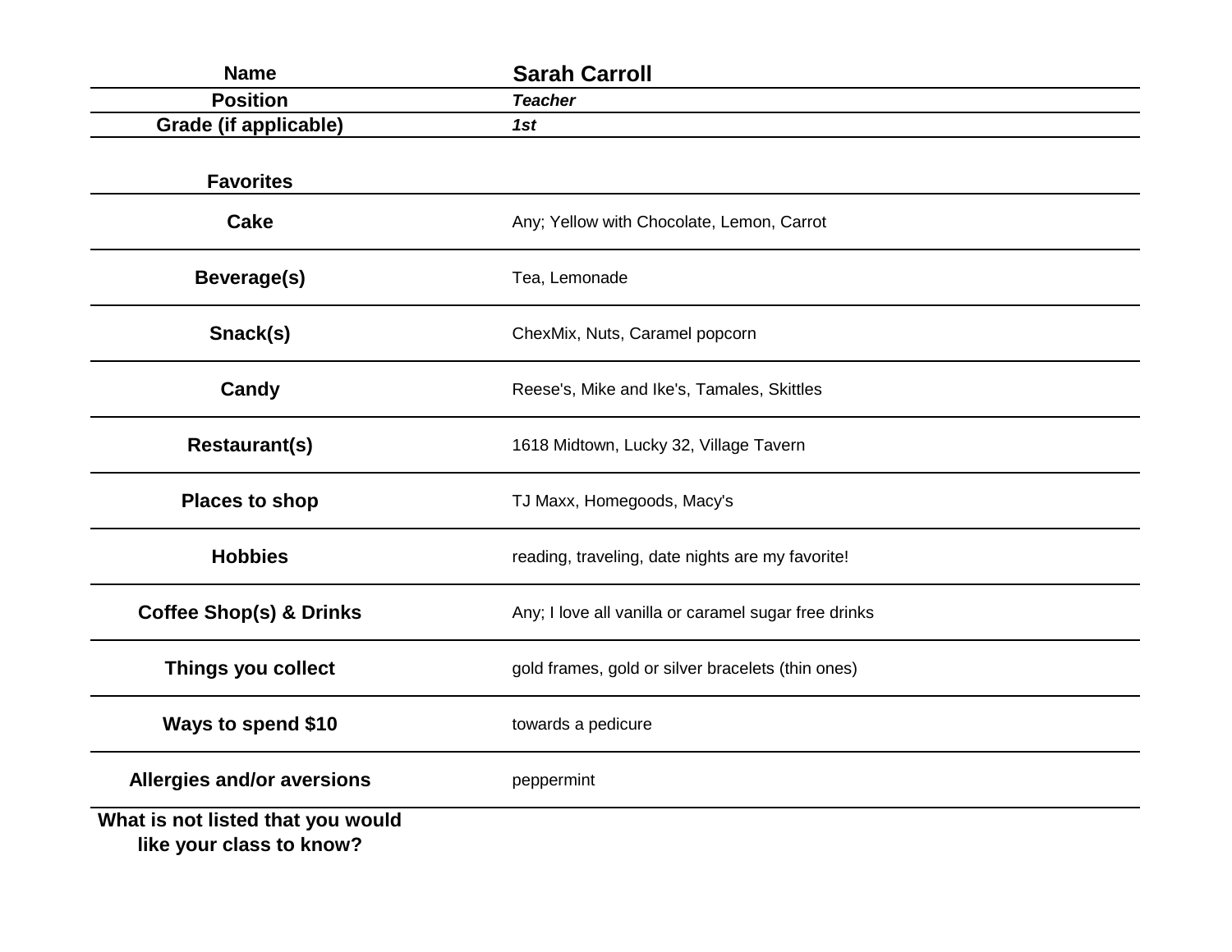| Name | Sarah Carroll |
|---|---|
| **Position** | ***Teacher*** |
| **Grade (if applicable)** | ***1st*** |

| **Favorites** | |
|---|---|
| **Cake** | Any; Yellow with Chocolate, Lemon, Carrot |
| **Beverage(s)** | Tea, Lemonade |
| **Snack(s)** | ChexMix, Nuts, Caramel popcorn |
| **Candy** | Reese's, Mike and Ike's, Tamales, Skittles |
| **Restaurant(s)** | 1618 Midtown, Lucky 32, Village Tavern |
| **Places to shop** | TJ Maxx, Homegoods, Macy's |
| **Hobbies** | reading, traveling, date nights are my favorite! |
| **Coffee Shop(s) & Drinks** | Any; I love all vanilla or caramel sugar free drinks |
| **Things you collect** | gold frames, gold or silver bracelets (thin ones) |
| **Ways to spend $10** | towards a pedicure |
| **Allergies and/or aversions** | peppermint |
| **What is not listed that you would like your class to know?** | |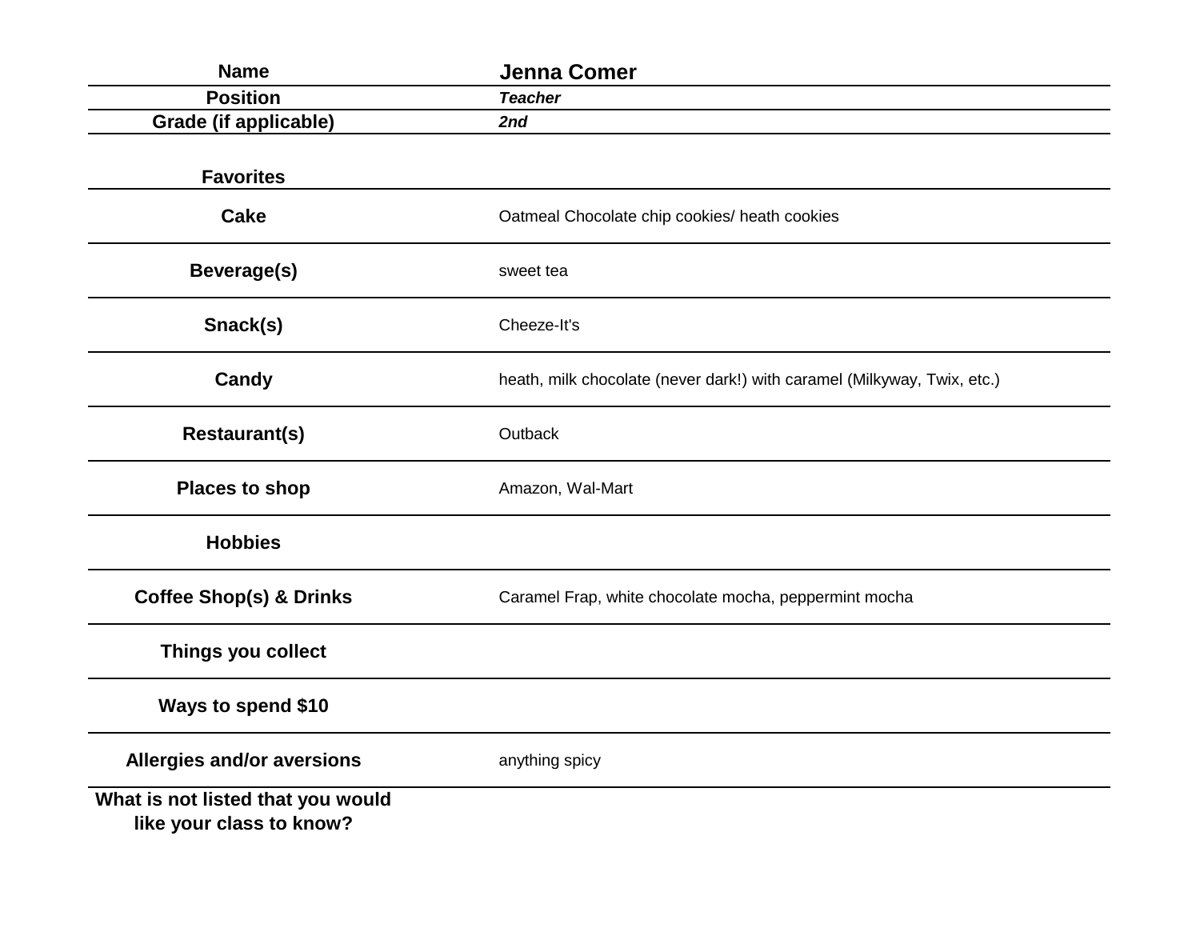| Name | **Jenna Comer** |
| --- | --- |
| **Position** | ***Teacher*** |
| **Grade (if applicable)** | ***2nd*** |

| **Favorites** | |
| --- | --- |
| **Cake** | Oatmeal Chocolate chip cookies/ heath cookies |
| **Beverage(s)** | sweet tea |
| **Snack(s)** | Cheeze-It's |
| **Candy** | heath, milk chocolate (never dark!) with caramel (Milkyway, Twix, etc.) |
| **Restaurant(s)** | Outback |
| **Places to shop** | Amazon, Wal-Mart |
| **Hobbies** | |
| **Coffee Shop(s) & Drinks** | Caramel Frap, white chocolate mocha, peppermint mocha |
| **Things you collect** | |
| **Ways to spend $10** | |
| **Allergies and/or aversions** | anything spicy |
| **What is not listed that you would like your class to know?** | |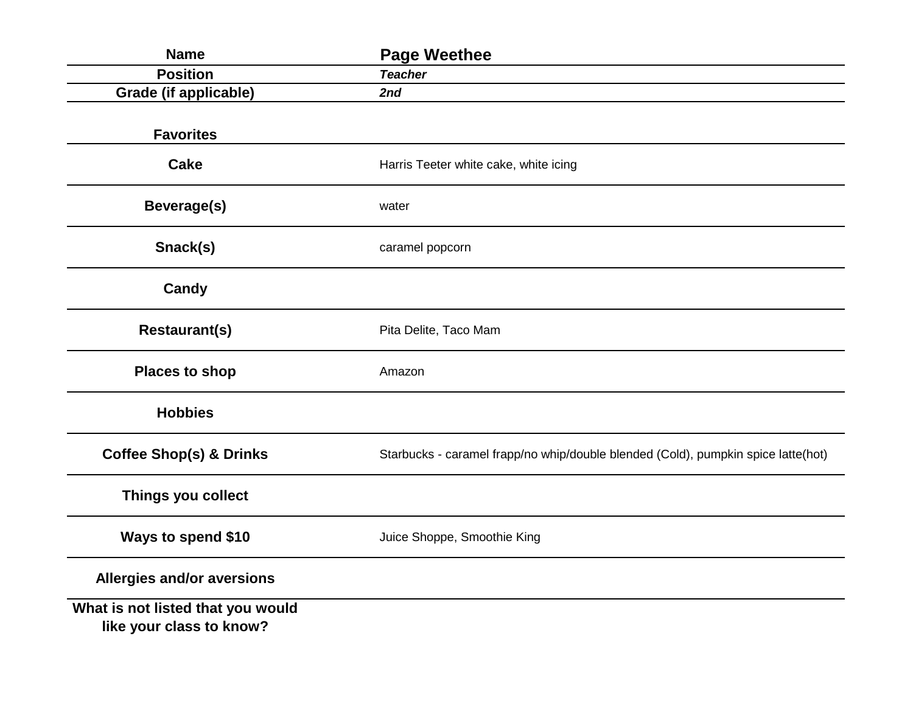| Name | **Page Weethee** |
| --- | --- |
| **Position** | ***Teacher*** |
| **Grade (if applicable)** | ***2nd*** |

| **Favorites** | |
| --- | --- |
| **Cake** | Harris Teeter white cake, white icing |
| **Beverage(s)** | water |
| **Snack(s)** | caramel popcorn |
| **Candy** | |
| **Restaurant(s)** | Pita Delite, Taco Mam |
| **Places to shop** | Amazon |
| **Hobbies** | |
| **Coffee Shop(s) & Drinks** | Starbucks - caramel frapp/no whip/double blended (Cold), pumpkin spice latte(hot) |
| **Things you collect** | |
| **Ways to spend $10** | Juice Shoppe, Smoothie King |
| **Allergies and/or aversions** | |
| **What is not listed that you would like your class to know?** | |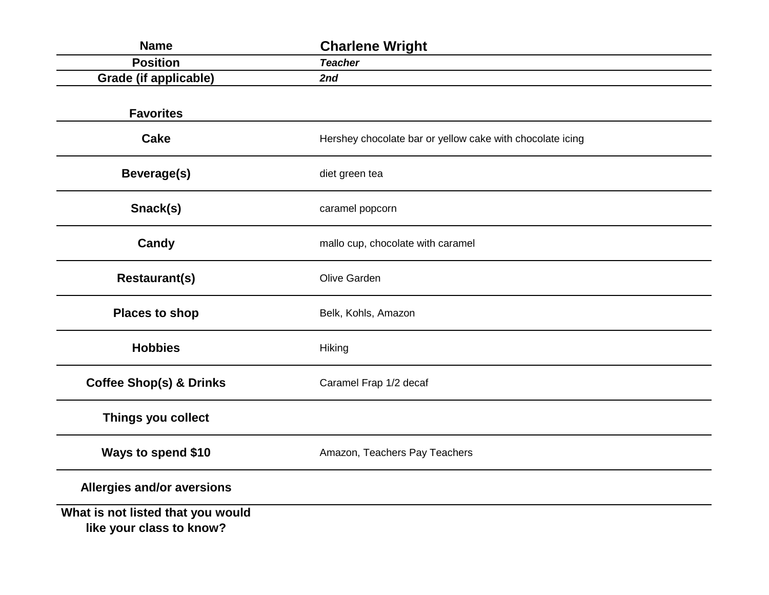| Name | Charlene Wright |
| --- | --- |
| Position | ***Teacher*** |
| Grade (if applicable) | ***2nd*** |

| Favorites | |
| --- | --- |
| Cake | Hershey chocolate bar or yellow cake with chocolate icing |
| Beverage(s) | diet green tea |
| Snack(s) | caramel popcorn |
| Candy | mallo cup, chocolate with caramel |
| Restaurant(s) | Olive Garden |
| Places to shop | Belk, Kohls, Amazon |
| Hobbies | Hiking |
| Coffee Shop(s) & Drinks | Caramel Frap 1/2 decaf |
| Things you collect | |
| Ways to spend $10 | Amazon, Teachers Pay Teachers |
| Allergies and/or aversions | |
| What is not listed that you would like your class to know? | |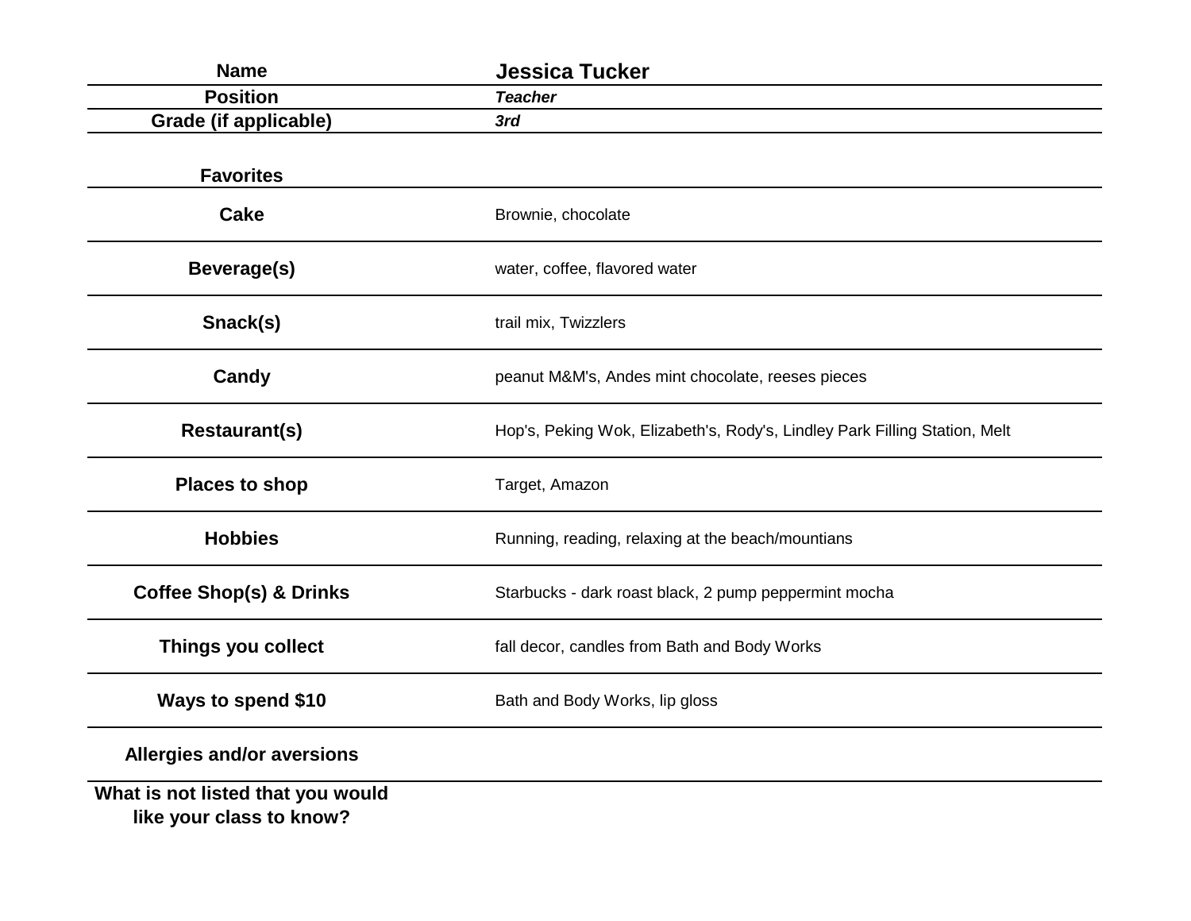| Name | **Jessica Tucker** |
|---|---|
| **Position** | ***Teacher*** |
| **Grade (if applicable)** | ***3rd*** |

| **Favorites** | |
|---|---|
| **Cake** | Brownie, chocolate |
| **Beverage(s)** | water, coffee, flavored water |
| **Snack(s)** | trail mix, Twizzlers |
| **Candy** | peanut M&M's, Andes mint chocolate, reeses pieces |
| **Restaurant(s)** | Hop's, Peking Wok, Elizabeth's, Rody's, Lindley Park Filling Station, Melt |
| **Places to shop** | Target, Amazon |
| **Hobbies** | Running, reading, relaxing at the beach/mountians |
| **Coffee Shop(s) & Drinks** | Starbucks - dark roast black, 2 pump peppermint mocha |
| **Things you collect** | fall decor, candles from Bath and Body Works |
| **Ways to spend $10** | Bath and Body Works, lip gloss |
| **Allergies and/or aversions** | |
| **What is not listed that you would like your class to know?** | |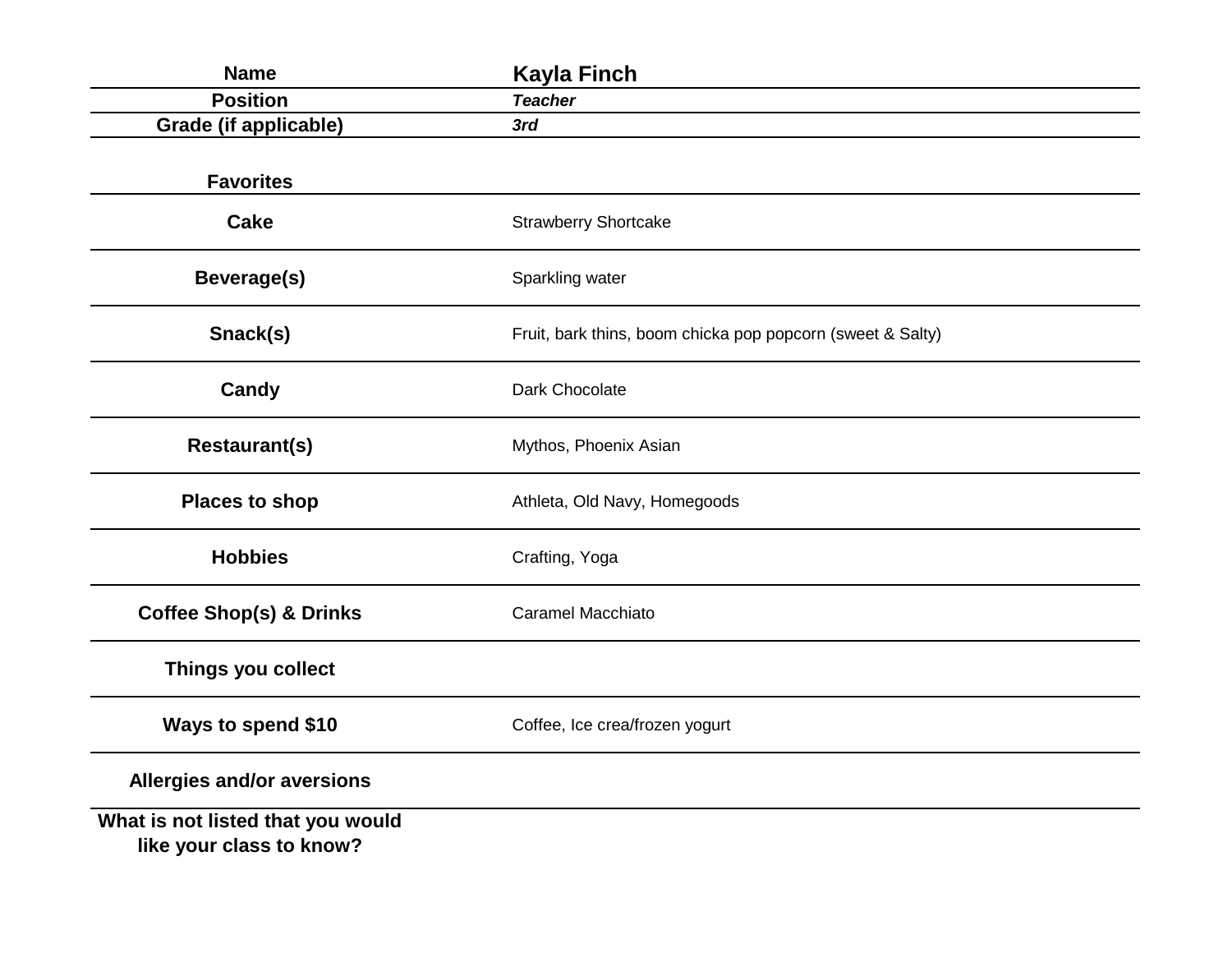| Name | Kayla Finch |
|---|---|
| Position | ***Teacher*** |
| Grade (if applicable) | ***3rd*** |

| **Favorites** | |
|---|---|
| **Cake** | Strawberry Shortcake |
| **Beverage(s)** | Sparkling water |
| **Snack(s)** | Fruit, bark thins, boom chicka pop popcorn (sweet & Salty) |
| **Candy** | Dark Chocolate |
| **Restaurant(s)** | Mythos, Phoenix Asian |
| **Places to shop** | Athleta, Old Navy, Homegoods |
| **Hobbies** | Crafting, Yoga |
| **Coffee Shop(s) & Drinks** | Caramel Macchiato |
| **Things you collect** | |
| **Ways to spend $10** | Coffee, Ice crea/frozen yogurt |
| **Allergies and/or aversions** | |
| **What is not listed that you would like your class to know?** | |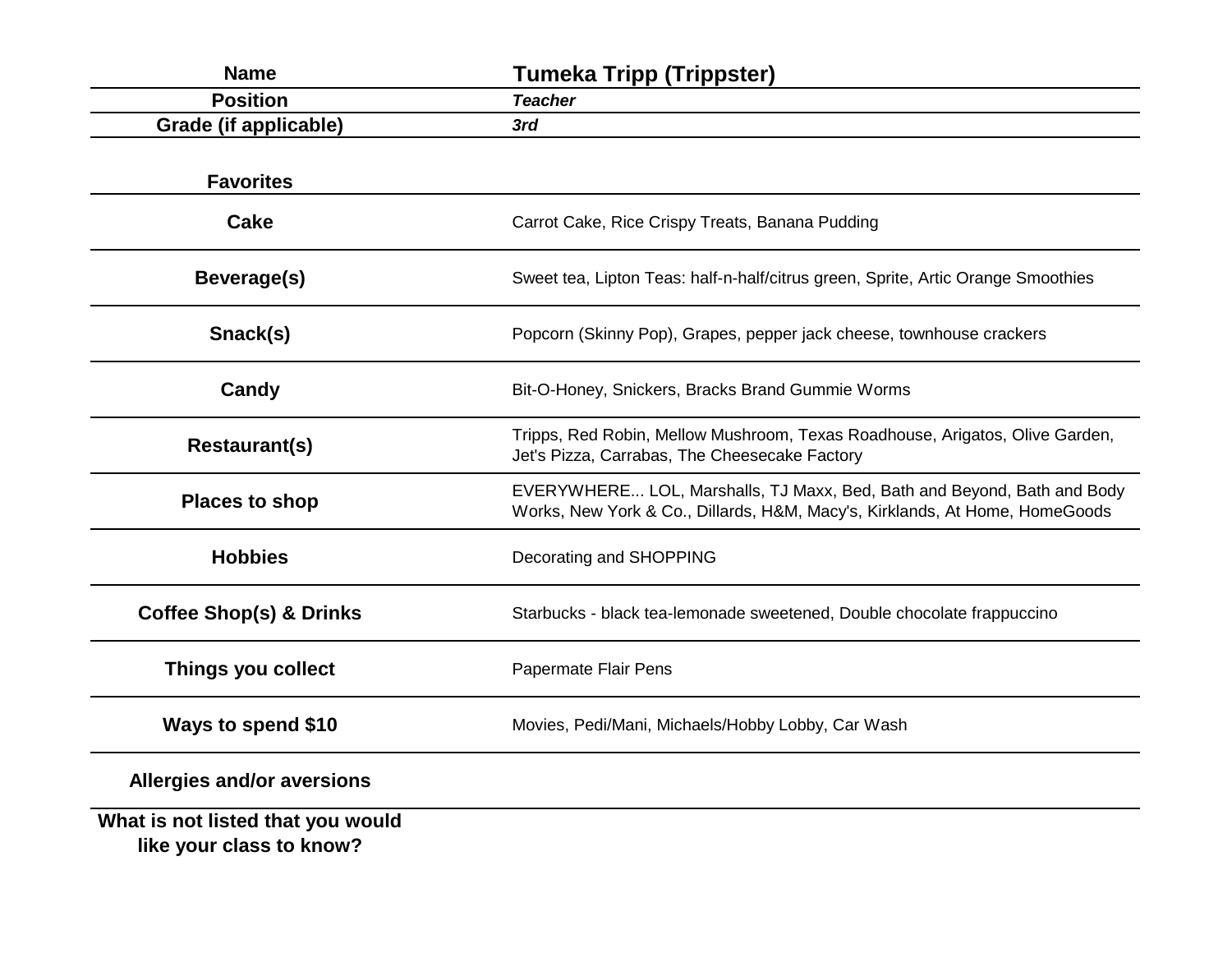| Name | Tumeka Tripp (Trippster) |
|---|---|
| Position | *Teacher* |
| Grade (if applicable) | *3rd* |

| Favorites | |
|---|---|
| Cake | Carrot Cake, Rice Crispy Treats, Banana Pudding |
| Beverage(s) | Sweet tea, Lipton Teas: half-n-half/citrus green, Sprite, Artic Orange Smoothies |
| Snack(s) | Popcorn (Skinny Pop), Grapes, pepper jack cheese, townhouse crackers |
| Candy | Bit-O-Honey, Snickers, Bracks Brand Gummie Worms |
| Restaurant(s) | Tripps, Red Robin, Mellow Mushroom, Texas Roadhouse, Arigatos, Olive Garden, Jet's Pizza, Carrabas, The Cheesecake Factory |
| Places to shop | EVERYWHERE... LOL, Marshalls, TJ Maxx, Bed, Bath and Beyond, Bath and Body Works, New York & Co., Dillards, H&M, Macy's, Kirklands, At Home, HomeGoods |
| Hobbies | Decorating and SHOPPING |
| Coffee Shop(s) & Drinks | Starbucks - black tea-lemonade sweetened, Double chocolate frappuccino |
| Things you collect | Papermate Flair Pens |
| Ways to spend $10 | Movies, Pedi/Mani, Michaels/Hobby Lobby, Car Wash |
| Allergies and/or aversions | |
| What is not listed that you would like your class to know? | |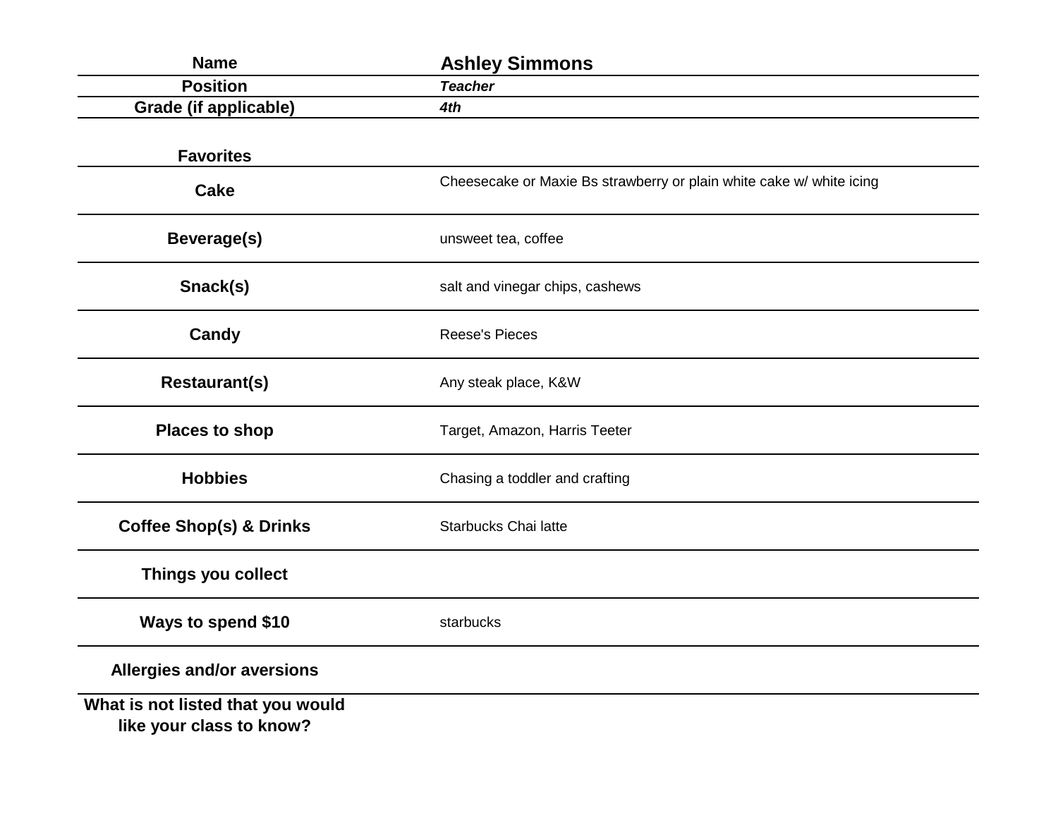| Name | Ashley Simmons |
| --- | --- |
| Position | *Teacher* |
| Grade (if applicable) | *4th* |

| Favorites | |
| --- | --- |
| Cake | Cheesecake or Maxie Bs strawberry or plain white cake w/ white icing |
| Beverage(s) | unsweet tea, coffee |
| Snack(s) | salt and vinegar chips, cashews |
| Candy | Reese's Pieces |
| Restaurant(s) | Any steak place, K&W |
| Places to shop | Target, Amazon, Harris Teeter |
| Hobbies | Chasing a toddler and crafting |
| Coffee Shop(s) & Drinks | Starbucks Chai latte |
| Things you collect | |
| Ways to spend $10 | starbucks |
| Allergies and/or aversions | |
| What is not listed that you would like your class to know? | |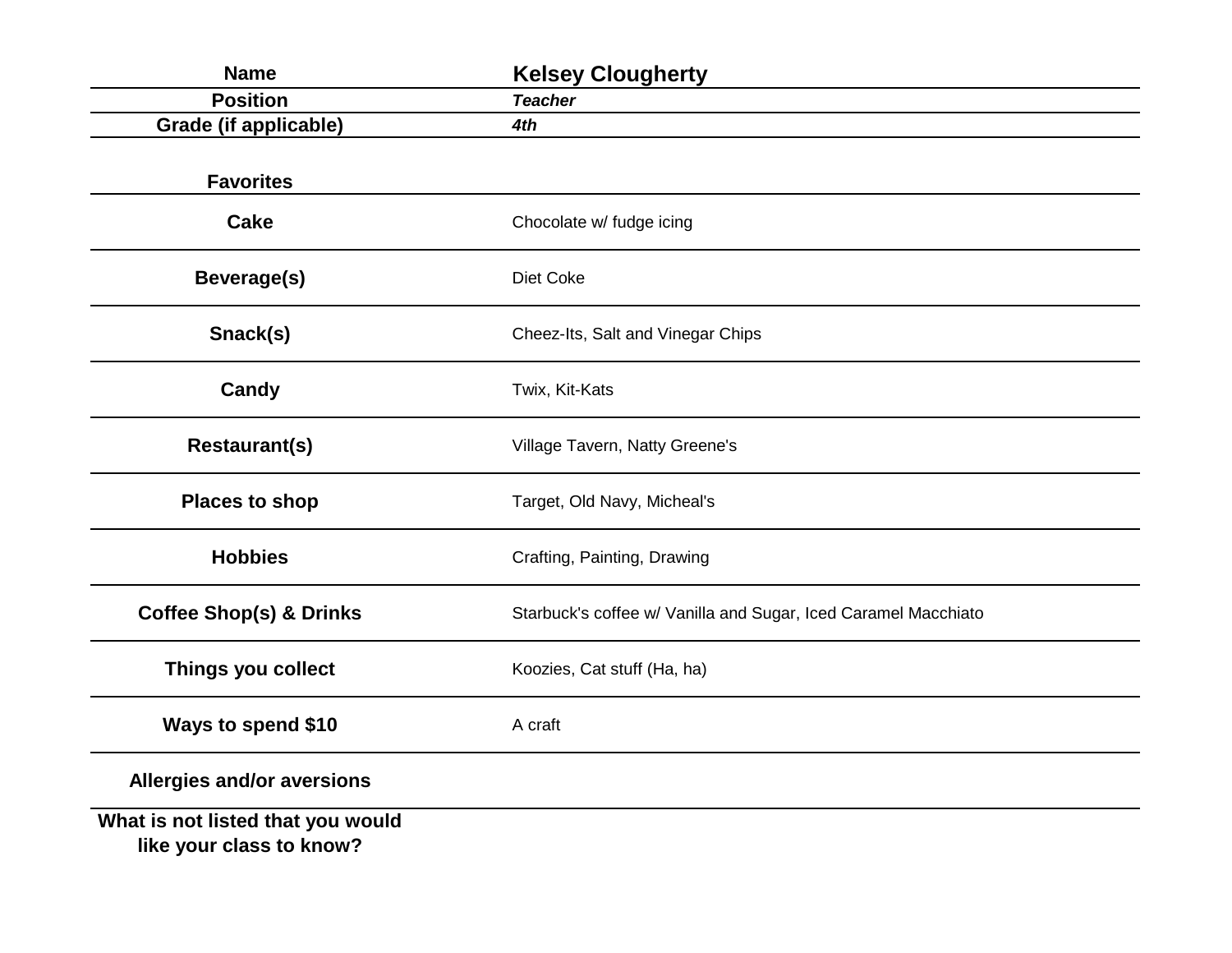| Name | Kelsey Clougherty |
|---|---|
| Position | ***Teacher*** |
| Grade (if applicable) | ***4th*** |

| Favorites | |
|---|---|
| **Cake** | Chocolate w/ fudge icing |
| **Beverage(s)** | Diet Coke |
| **Snack(s)** | Cheez-Its, Salt and Vinegar Chips |
| **Candy** | Twix, Kit-Kats |
| **Restaurant(s)** | Village Tavern, Natty Greene's |
| **Places to shop** | Target, Old Navy, Micheal's |
| **Hobbies** | Crafting, Painting, Drawing |
| **Coffee Shop(s) & Drinks** | Starbuck's coffee w/ Vanilla and Sugar, Iced Caramel Macchiato |
| **Things you collect** | Koozies, Cat stuff (Ha, ha) |
| **Ways to spend $10** | A craft |
| **Allergies and/or aversions** | |
| **What is not listed that you would like your class to know?** | |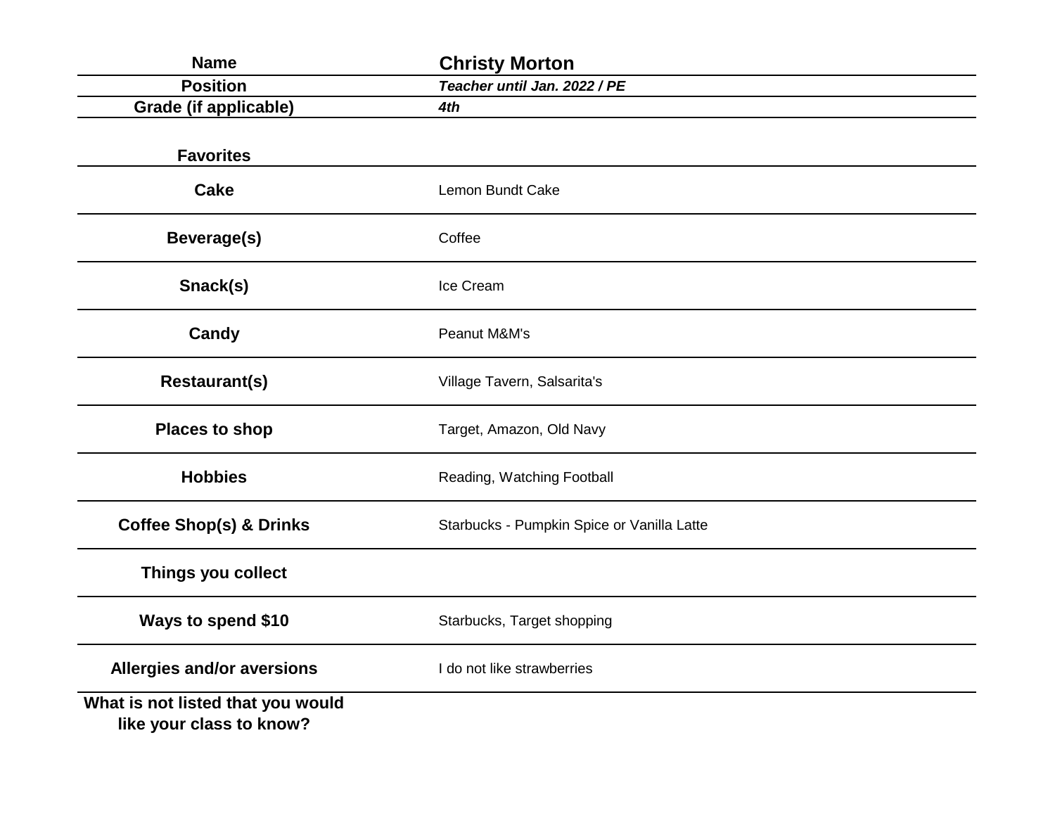| Name | **Christy Morton** |
|---|---|
| **Position** | ***Teacher until Jan. 2022 / PE*** |
| **Grade (if applicable)** | ***4th*** |
| | |
| **Favorites** | |
| **Cake** | Lemon Bundt Cake |
| **Beverage(s)** | Coffee |
| **Snack(s)** | Ice Cream |
| **Candy** | Peanut M&M's |
| **Restaurant(s)** | Village Tavern, Salsarita's |
| **Places to shop** | Target, Amazon, Old Navy |
| **Hobbies** | Reading, Watching Football |
| **Coffee Shop(s) & Drinks** | Starbucks - Pumpkin Spice or Vanilla Latte |
| **Things you collect** | |
| **Ways to spend $10** | Starbucks, Target shopping |
| **Allergies and/or aversions** | I do not like strawberries |
| **What is not listed that you would like your class to know?** | |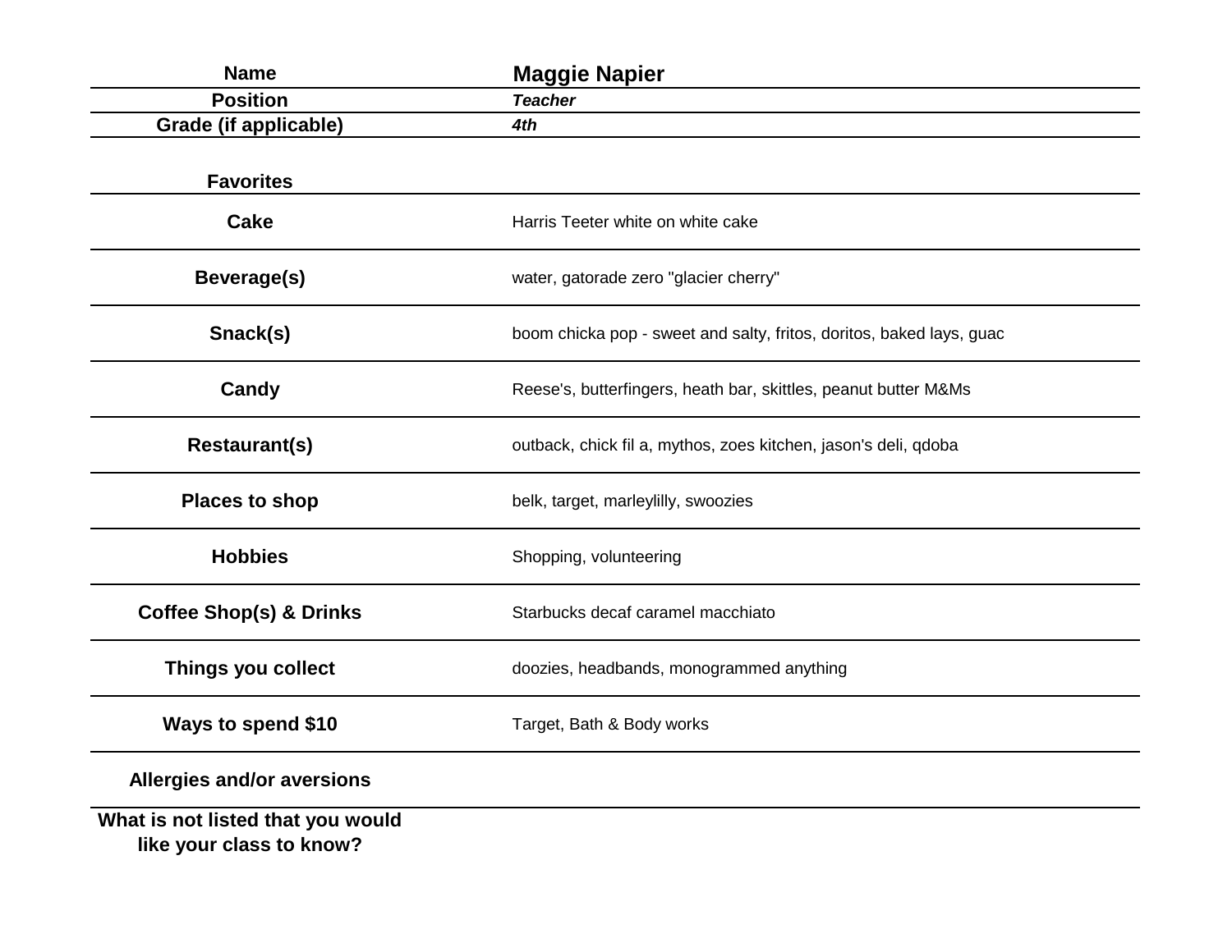| Name | Maggie Napier |
|---|---|
| **Position** | ***Teacher*** |
| **Grade (if applicable)** | ***4th*** |

| **Favorites** | |
|---|---|
| **Cake** | Harris Teeter white on white cake |
| **Beverage(s)** | water, gatorade zero "glacier cherry" |
| **Snack(s)** | boom chicka pop - sweet and salty, fritos, doritos, baked lays, guac |
| **Candy** | Reese's, butterfingers, heath bar, skittles, peanut butter M&Ms |
| **Restaurant(s)** | outback, chick fil a, mythos, zoes kitchen, jason's deli, qdoba |
| **Places to shop** | belk, target, marleylilly, swoozies |
| **Hobbies** | Shopping, volunteering |
| **Coffee Shop(s) & Drinks** | Starbucks decaf caramel macchiato |
| **Things you collect** | doozies, headbands, monogrammed anything |
| **Ways to spend $10** | Target, Bath & Body works |
| **Allergies and/or aversions** | |
| **What is not listed that you would like your class to know?** | |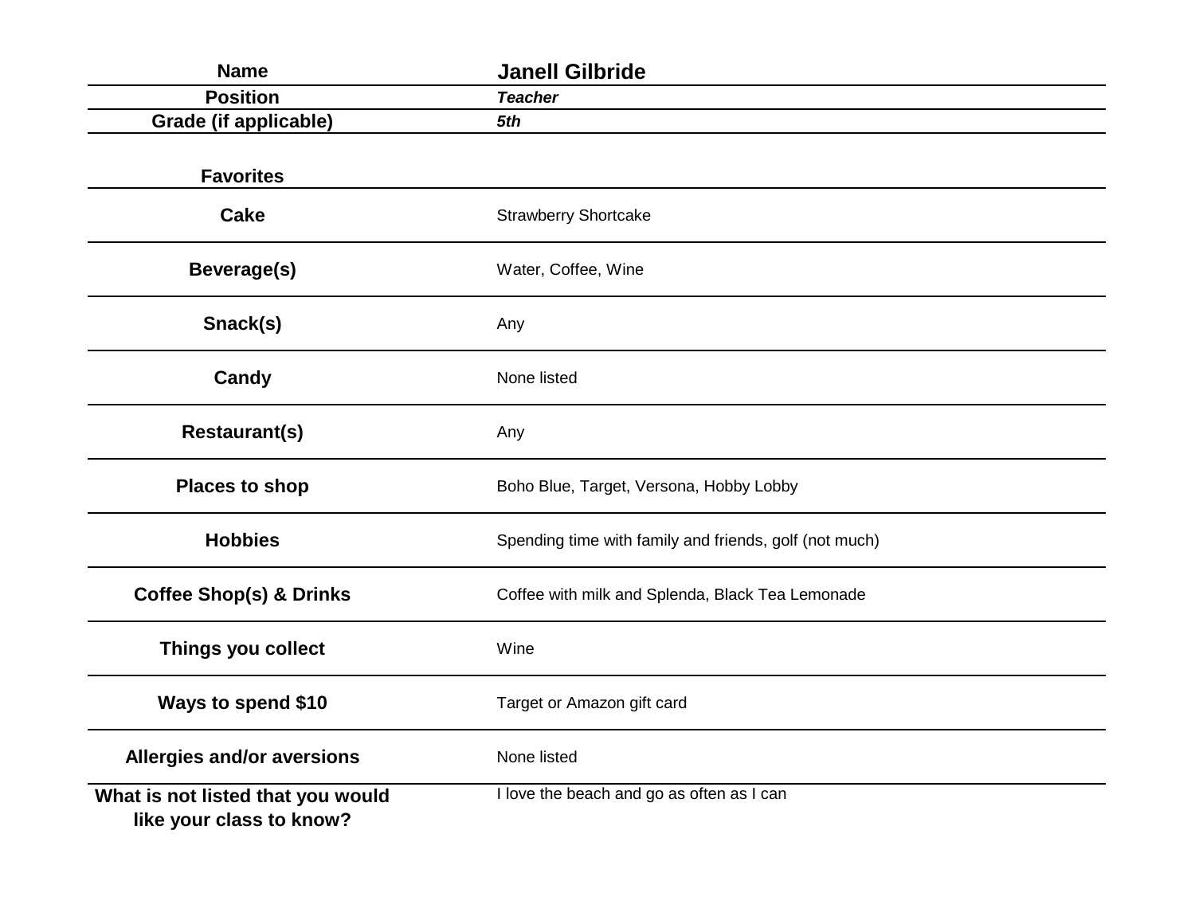| Name | **Janell Gilbride** |
| --- | --- |
| **Position** | ***Teacher*** |
| **Grade (if applicable)** | ***5th*** |

| **Favorites** | |
| --- | --- |
| **Cake** | Strawberry Shortcake |
| **Beverage(s)** | Water, Coffee, Wine |
| **Snack(s)** | Any |
| **Candy** | None listed |
| **Restaurant(s)** | Any |
| **Places to shop** | Boho Blue, Target, Versona, Hobby Lobby |
| **Hobbies** | Spending time with family and friends, golf (not much) |
| **Coffee Shop(s) & Drinks** | Coffee with milk and Splenda, Black Tea Lemonade |
| **Things you collect** | Wine |
| **Ways to spend $10** | Target or Amazon gift card |
| **Allergies and/or aversions** | None listed |
| **What is not listed that you would like your class to know?** | I love the beach and go as often as I can |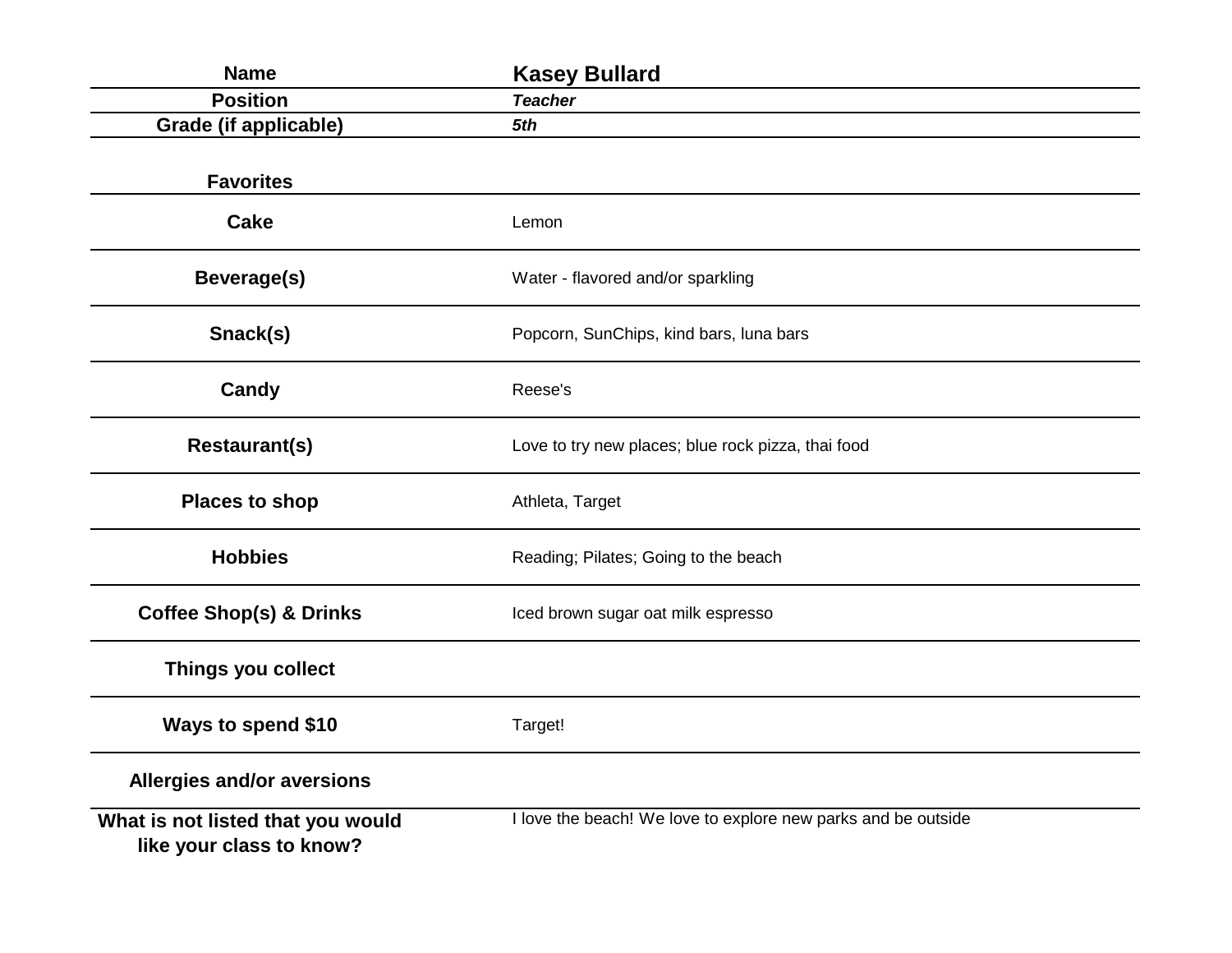| Name | Kasey Bullard |
|---|---|
| **Position** | ***Teacher*** |
| **Grade (if applicable)** | ***5th*** |
| **Favorites** | |
| **Cake** | Lemon |
| **Beverage(s)** | Water - flavored and/or sparkling |
| **Snack(s)** | Popcorn, SunChips, kind bars, luna bars |
| **Candy** | Reese's |
| **Restaurant(s)** | Love to try new places; blue rock pizza, thai food |
| **Places to shop** | Athleta, Target |
| **Hobbies** | Reading; Pilates; Going to the beach |
| **Coffee Shop(s) & Drinks** | Iced brown sugar oat milk espresso |
| **Things you collect** | |
| **Ways to spend $10** | Target! |
| **Allergies and/or aversions** | |
| **What is not listed that you would like your class to know?** | I love the beach! We love to explore new parks and be outside |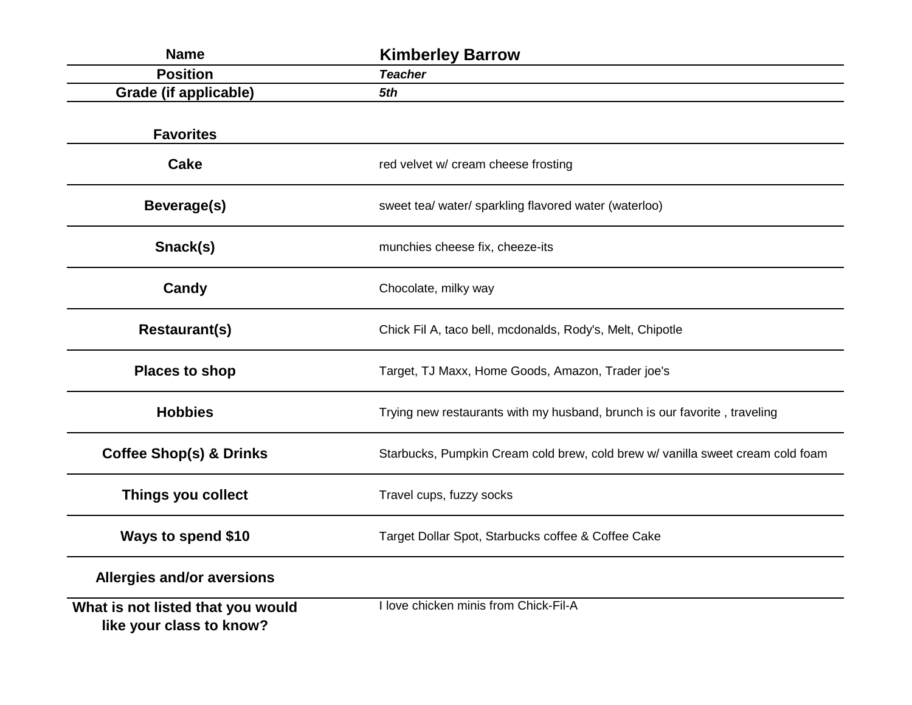| Name | Kimberley Barrow |
|---|---|
| Position | *Teacher* |
| Grade (if applicable) | *5th* |

| **Favorites** | |
|---|---|
| **Cake** | red velvet w/ cream cheese frosting |
| **Beverage(s)** | sweet tea/ water/ sparkling flavored water (waterloo) |
| **Snack(s)** | munchies cheese fix, cheeze-its |
| **Candy** | Chocolate, milky way |
| **Restaurant(s)** | Chick Fil A, taco bell, mcdonalds, Rody's, Melt, Chipotle |
| **Places to shop** | Target, TJ Maxx, Home Goods, Amazon, Trader joe's |
| **Hobbies** | Trying new restaurants with my husband, brunch is our favorite , traveling |
| **Coffee Shop(s) & Drinks** | Starbucks, Pumpkin Cream cold brew, cold brew w/ vanilla sweet cream cold foam |
| **Things you collect** | Travel cups, fuzzy socks |
| **Ways to spend $10** | Target Dollar Spot, Starbucks coffee & Coffee Cake |
| **Allergies and/or aversions** | |
| **What is not listed that you would like your class to know?** | I love chicken minis from Chick-Fil-A |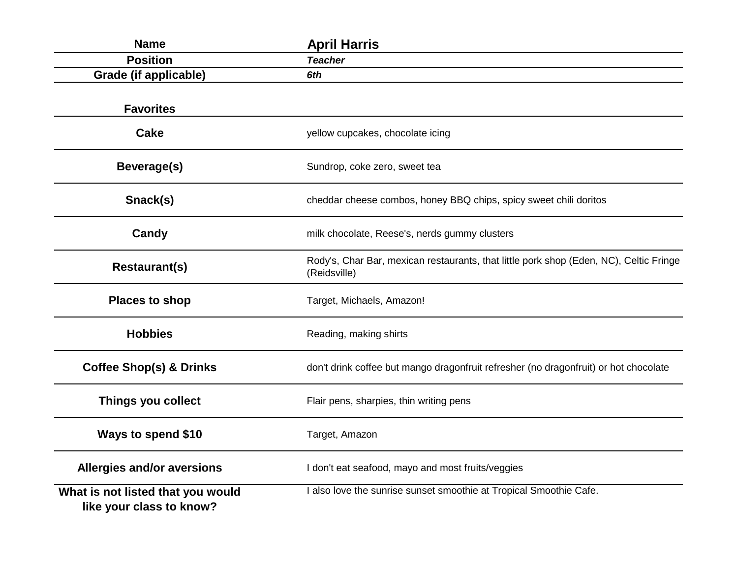| Name | April Harris |
|---|---|
| **Position** | ***Teacher*** |
| **Grade (if applicable)** | ***6th*** |

| **Favorites** | |
|---|---|
| **Cake** | yellow cupcakes, chocolate icing |
| **Beverage(s)** | Sundrop, coke zero, sweet tea |
| **Snack(s)** | cheddar cheese combos, honey BBQ chips, spicy sweet chili doritos |
| **Candy** | milk chocolate, Reese's, nerds gummy clusters |
| **Restaurant(s)** | Rody's, Char Bar, mexican restaurants, that little pork shop (Eden, NC), Celtic Fringe (Reidsville) |
| **Places to shop** | Target, Michaels, Amazon! |
| **Hobbies** | Reading, making shirts |
| **Coffee Shop(s) & Drinks** | don't drink coffee but mango dragonfruit refresher (no dragonfruit) or hot chocolate |
| **Things you collect** | Flair pens, sharpies, thin writing pens |
| **Ways to spend $10** | Target, Amazon |
| **Allergies and/or aversions** | I don't eat seafood, mayo and most fruits/veggies |
| **What is not listed that you would like your class to know?** | I also love the sunrise sunset smoothie at Tropical Smoothie Cafe. |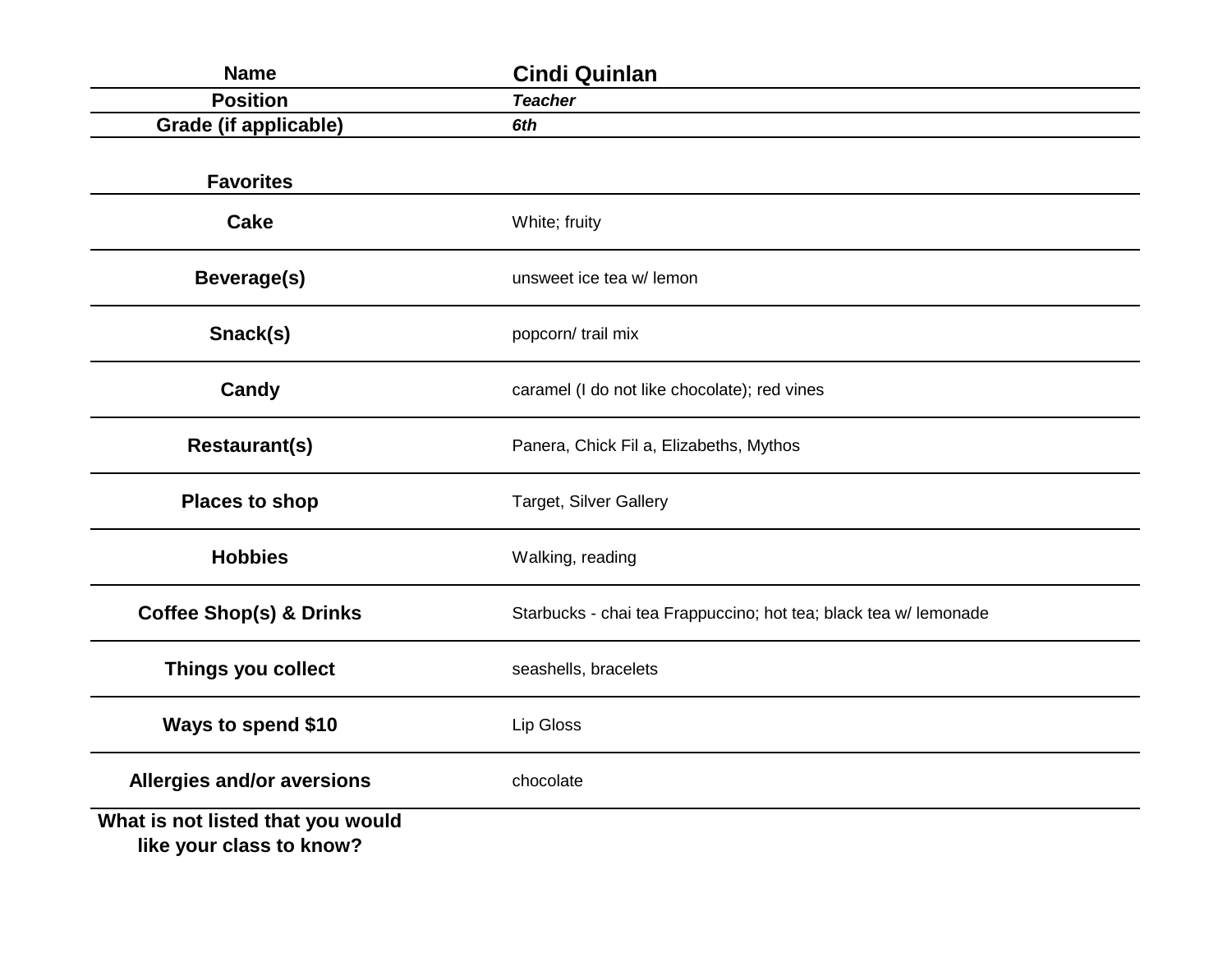| Name | Cindi Quinlan |
|---|---|
| Position | ***Teacher*** |
| Grade (if applicable) | ***6th*** |

| **Favorites** | |
|---|---|
| **Cake** | White; fruity |
| **Beverage(s)** | unsweet ice tea w/ lemon |
| **Snack(s)** | popcorn/ trail mix |
| **Candy** | caramel (I do not like chocolate); red vines |
| **Restaurant(s)** | Panera, Chick Fil a, Elizabeths, Mythos |
| **Places to shop** | Target, Silver Gallery |
| **Hobbies** | Walking, reading |
| **Coffee Shop(s) & Drinks** | Starbucks - chai tea Frappuccino; hot tea; black tea w/ lemonade |
| **Things you collect** | seashells, bracelets |
| **Ways to spend $10** | Lip Gloss |
| **Allergies and/or aversions** | chocolate |
| **What is not listed that you would like your class to know?** | |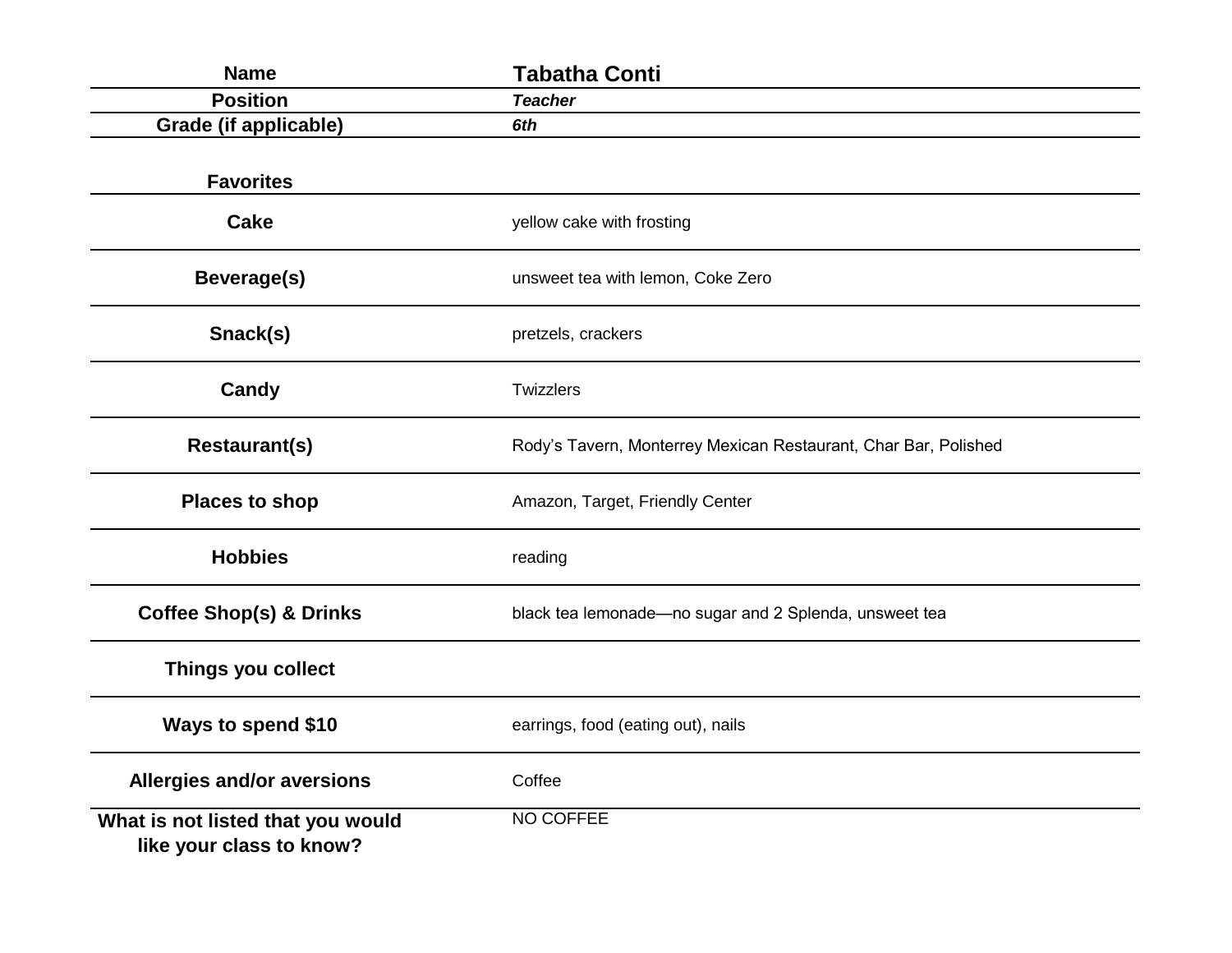| Name | Tabatha Conti |
|---|---|
| Position | *Teacher* |
| Grade (if applicable) | *6th* |

| **Favorites** | |
|---|---|
| **Cake** | yellow cake with frosting |
| **Beverage(s)** | unsweet tea with lemon, Coke Zero |
| **Snack(s)** | pretzels, crackers |
| **Candy** | Twizzlers |
| **Restaurant(s)** | Rody's Tavern, Monterrey Mexican Restaurant, Char Bar, Polished |
| **Places to shop** | Amazon, Target, Friendly Center |
| **Hobbies** | reading |
| **Coffee Shop(s) & Drinks** | black tea lemonade—no sugar and 2 Splenda, unsweet tea |
| **Things you collect** | |
| **Ways to spend $10** | earrings, food (eating out), nails |
| **Allergies and/or aversions** | Coffee |
| **What is not listed that you would like your class to know?** | NO COFFEE |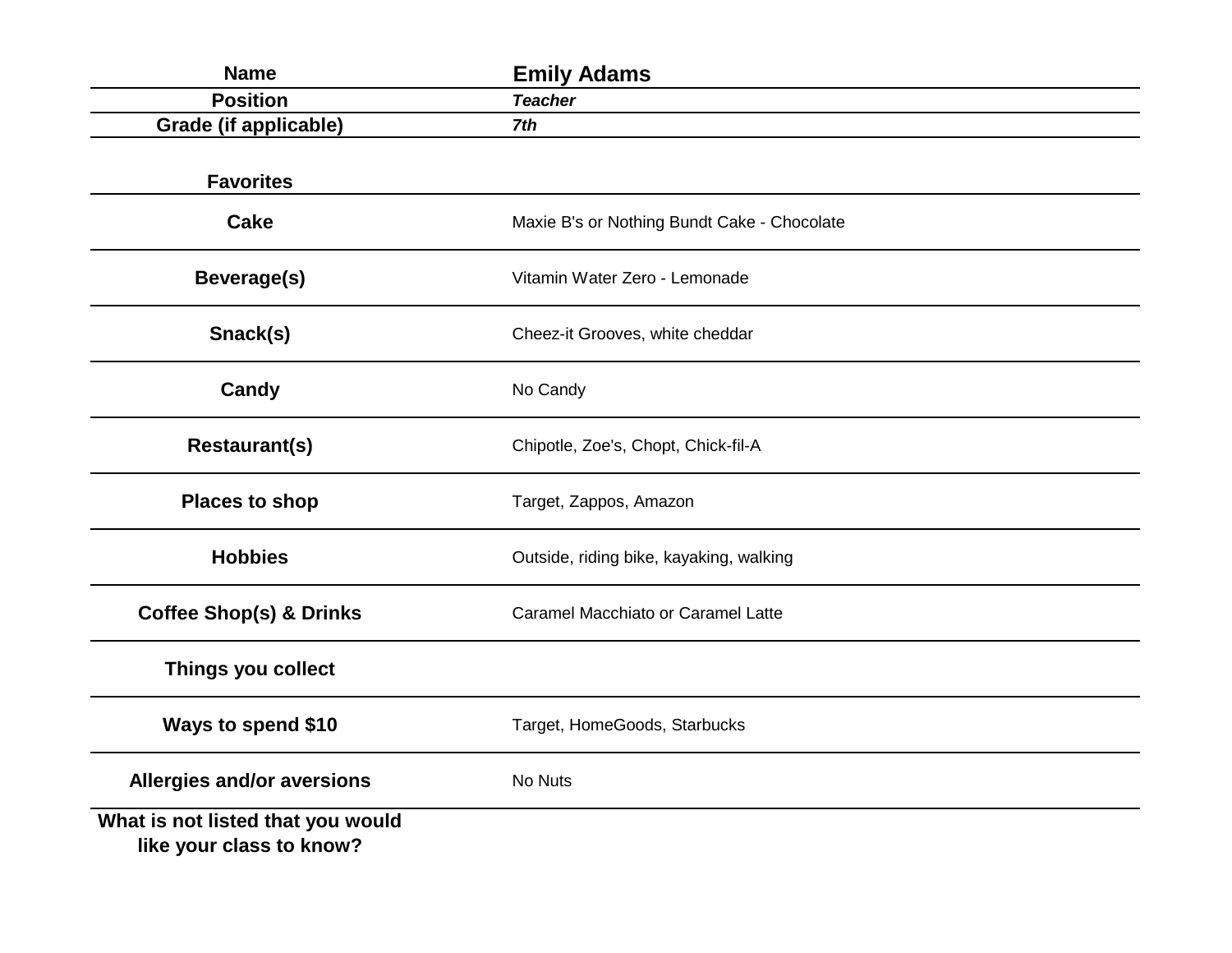| Name | Emily Adams |
| --- | --- |
| **Position** | ***Teacher*** |
| **Grade (if applicable)** | ***7th*** |

| **Favorites** | |
| --- | --- |
| **Cake** | Maxie B's or Nothing Bundt Cake - Chocolate |
| **Beverage(s)** | Vitamin Water Zero - Lemonade |
| **Snack(s)** | Cheez-it Grooves, white cheddar |
| **Candy** | No Candy |
| **Restaurant(s)** | Chipotle, Zoe's, Chopt, Chick-fil-A |
| **Places to shop** | Target, Zappos, Amazon |
| **Hobbies** | Outside, riding bike, kayaking, walking |
| **Coffee Shop(s) & Drinks** | Caramel Macchiato or Caramel Latte |
| **Things you collect** | |
| **Ways to spend $10** | Target, HomeGoods, Starbucks |
| **Allergies and/or aversions** | No Nuts |
| **What is not listed that you would like your class to know?** | |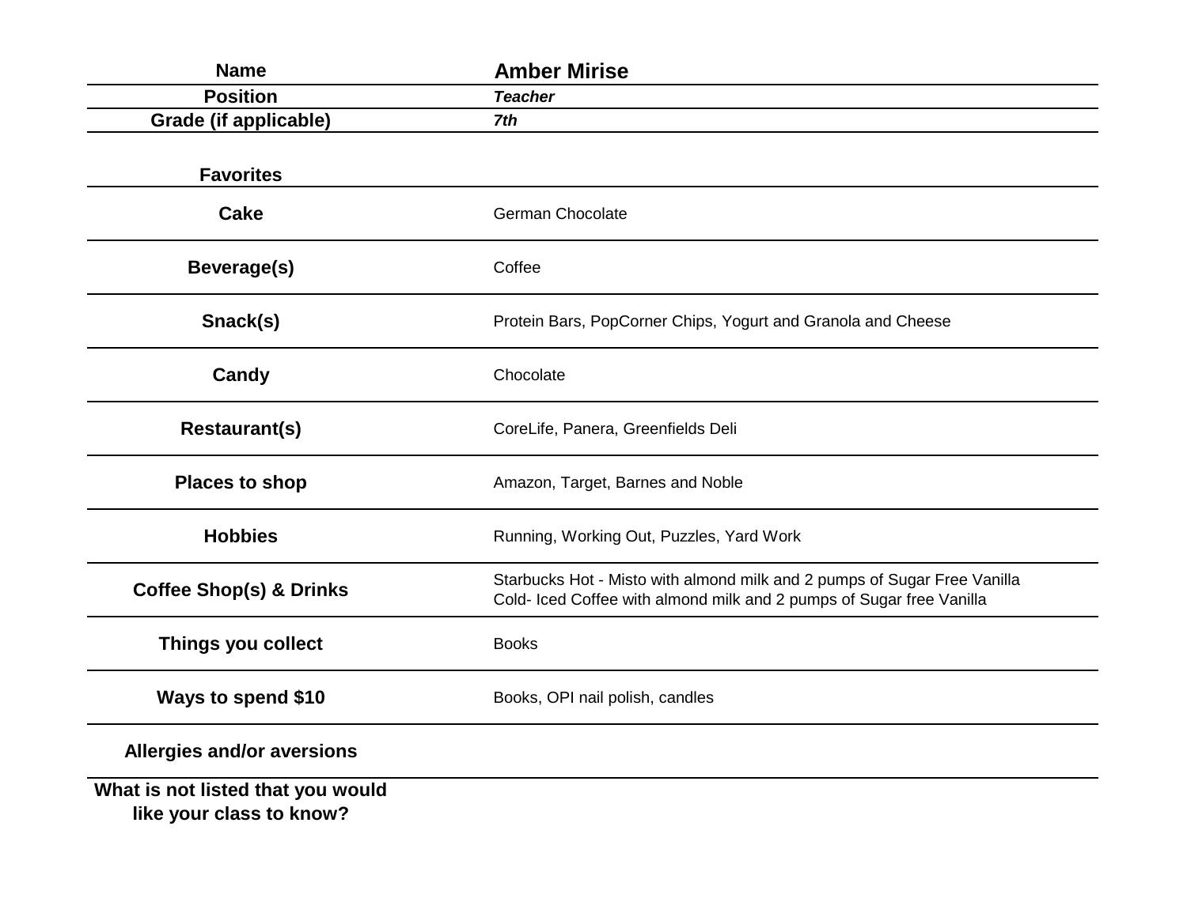| | |
|---|---|
| **Name** | **Amber Mirise** |
| **Position** | ***Teacher*** |
| **Grade (if applicable)** | ***7th*** |
| | |
| **Favorites** | |
| **Cake** | German Chocolate |
| **Beverage(s)** | Coffee |
| **Snack(s)** | Protein Bars, PopCorner Chips, Yogurt and Granola and Cheese |
| **Candy** | Chocolate |
| **Restaurant(s)** | CoreLife, Panera, Greenfields Deli |
| **Places to shop** | Amazon, Target, Barnes and Noble |
| **Hobbies** | Running, Working Out, Puzzles, Yard Work |
| **Coffee Shop(s) & Drinks** | Starbucks Hot - Misto with almond milk and 2 pumps of Sugar Free Vanilla<br>Cold- Iced Coffee with almond milk and 2 pumps of Sugar free Vanilla |
| **Things you collect** | Books |
| **Ways to spend $10** | Books, OPI nail polish, candles |
| **Allergies and/or aversions** | |
| **What is not listed that you would like your class to know?** | |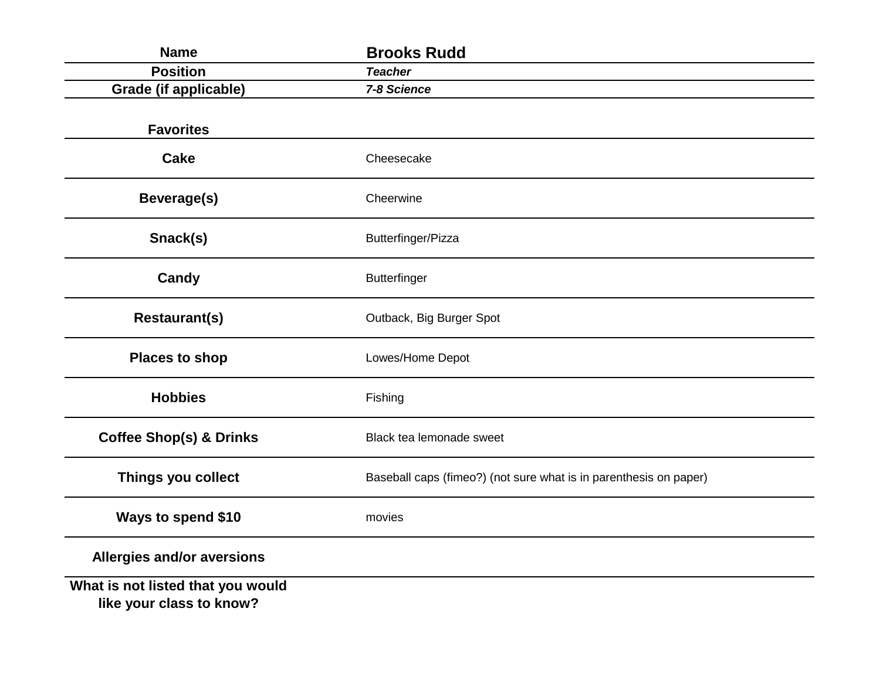| Name | Brooks Rudd |
|---|---|
| Position | *Teacher* |
| Grade (if applicable) | *7-8 Science* |

| **Favorites** | |
|---|---|
| **Cake** | Cheesecake |
| **Beverage(s)** | Cheerwine |
| **Snack(s)** | Butterfinger/Pizza |
| **Candy** | Butterfinger |
| **Restaurant(s)** | Outback, Big Burger Spot |
| **Places to shop** | Lowes/Home Depot |
| **Hobbies** | Fishing |
| **Coffee Shop(s) & Drinks** | Black tea lemonade sweet |
| **Things you collect** | Baseball caps (fimeo?) (not sure what is in parenthesis on paper) |
| **Ways to spend $10** | movies |
| **Allergies and/or aversions** | |
| **What is not listed that you would like your class to know?** | |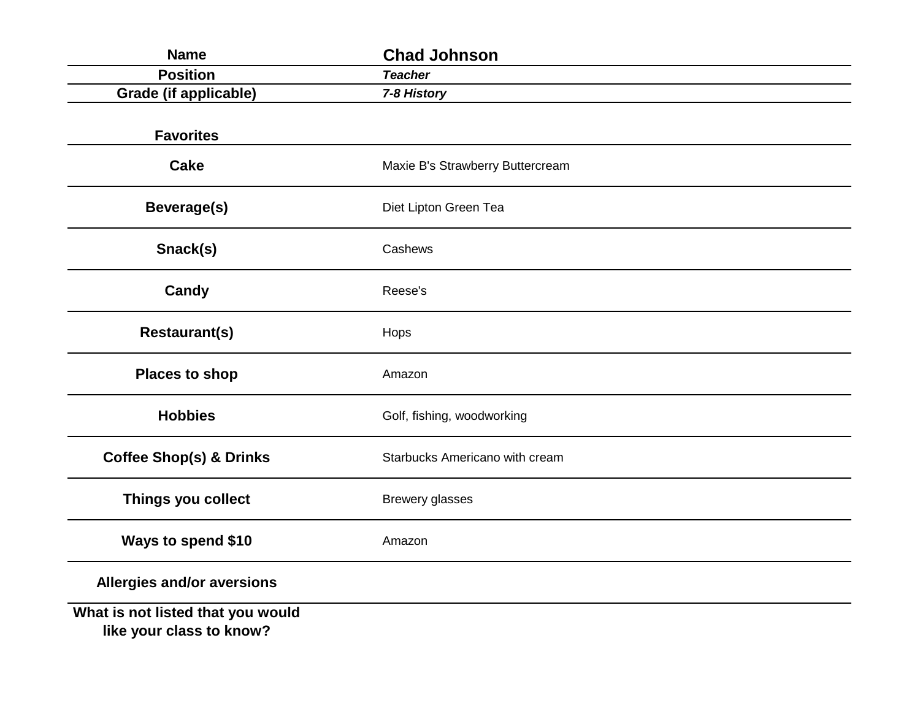| Name | **Chad Johnson** |
|---|---|
| **Position** | ***Teacher*** |
| **Grade (if applicable)** | ***7-8 History*** |

| **Favorites** | |
|---|---|
| **Cake** | Maxie B's Strawberry Buttercream |
| **Beverage(s)** | Diet Lipton Green Tea |
| **Snack(s)** | Cashews |
| **Candy** | Reese's |
| **Restaurant(s)** | Hops |
| **Places to shop** | Amazon |
| **Hobbies** | Golf, fishing, woodworking |
| **Coffee Shop(s) & Drinks** | Starbucks Americano with cream |
| **Things you collect** | Brewery glasses |
| **Ways to spend $10** | Amazon |
| **Allergies and/or aversions** | |
| **What is not listed that you would like your class to know?** | |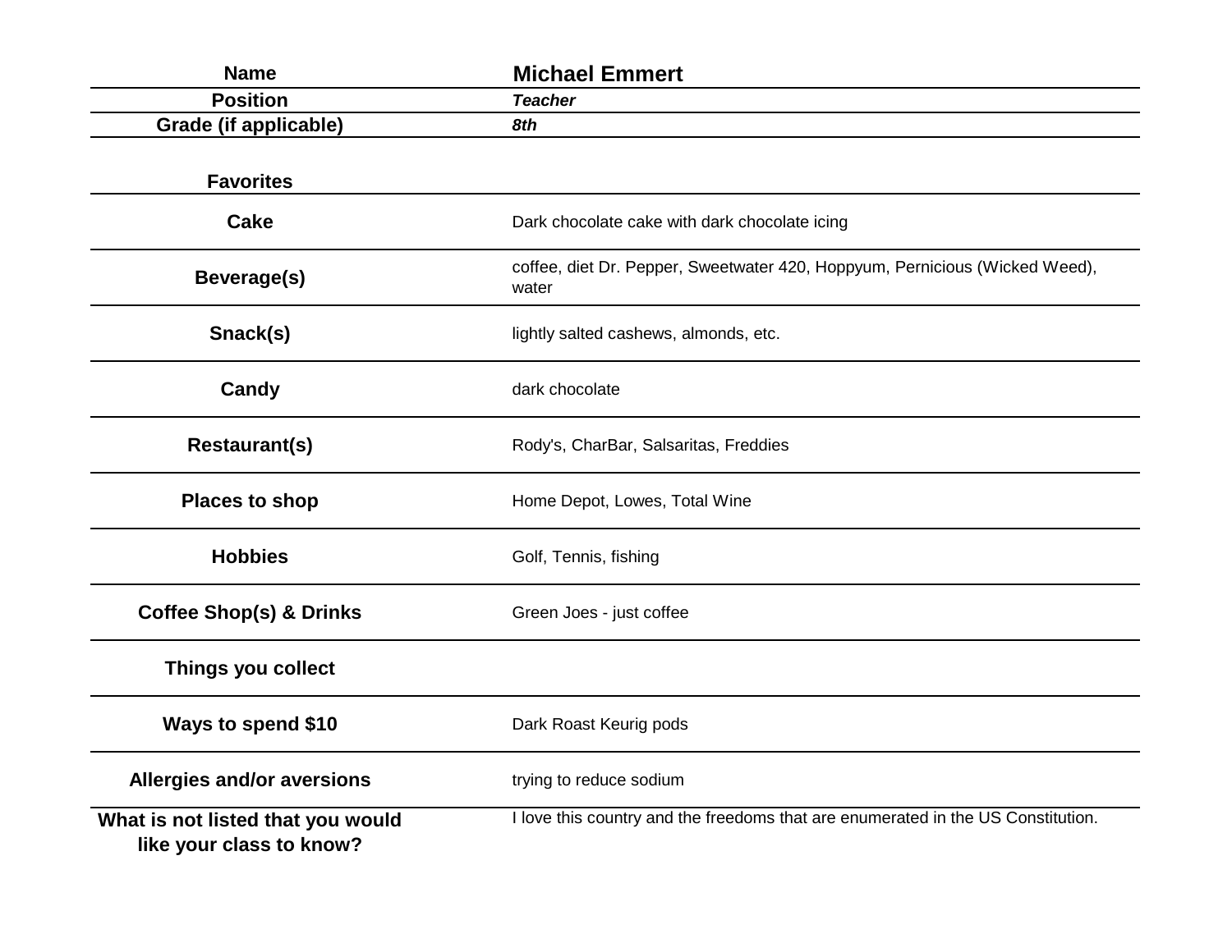| Name | Michael Emmert |
|---|---|
| Position | *Teacher* |
| Grade (if applicable) | *8th* |

| Favorites | |
|---|---|
| Cake | Dark chocolate cake with dark chocolate icing |
| Beverage(s) | coffee, diet Dr. Pepper, Sweetwater 420, Hoppyum, Pernicious (Wicked Weed), water |
| Snack(s) | lightly salted cashews, almonds, etc. |
| Candy | dark chocolate |
| Restaurant(s) | Rody's, CharBar, Salsaritas, Freddies |
| Places to shop | Home Depot, Lowes, Total Wine |
| Hobbies | Golf, Tennis, fishing |
| Coffee Shop(s) & Drinks | Green Joes - just coffee |
| Things you collect | |
| Ways to spend $10 | Dark Roast Keurig pods |
| Allergies and/or aversions | trying to reduce sodium |
| What is not listed that you would like your class to know? | I love this country and the freedoms that are enumerated in the US Constitution. |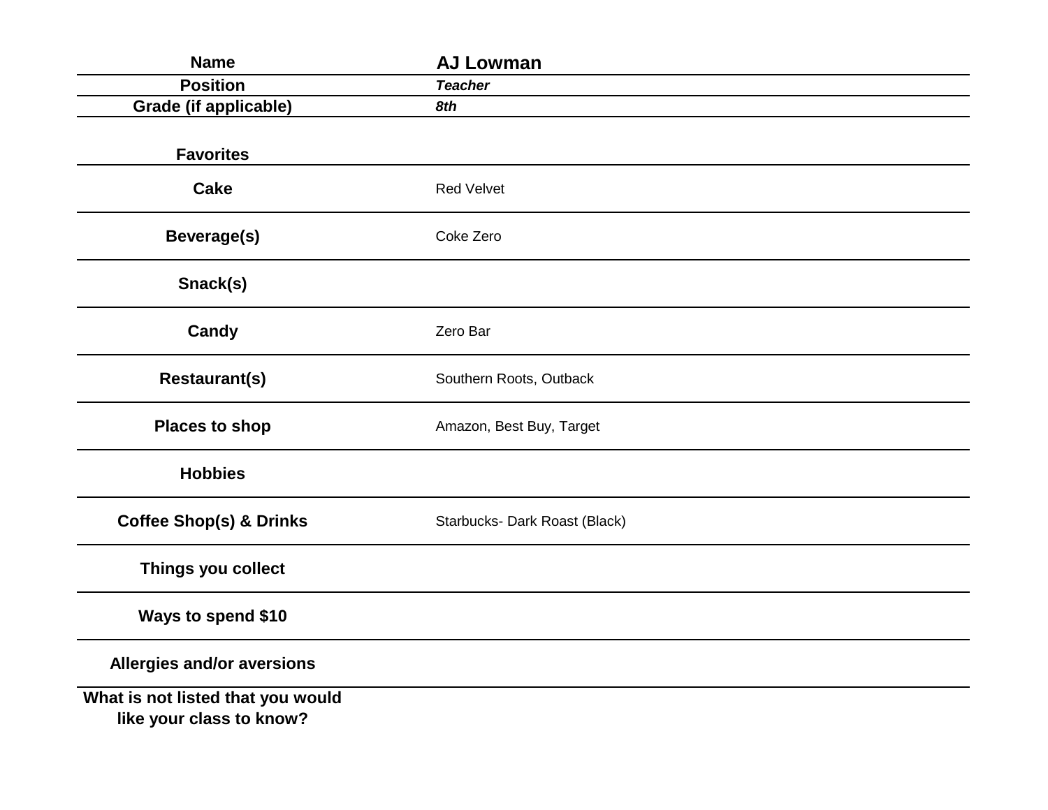| | |
|---|---|
| **Name** | **AJ Lowman** |
| **Position** | ***Teacher*** |
| **Grade (if applicable)** | ***8th*** |
| **Favorites** | |
| **Cake** | Red Velvet |
| **Beverage(s)** | Coke Zero |
| **Snack(s)** | |
| **Candy** | Zero Bar |
| **Restaurant(s)** | Southern Roots, Outback |
| **Places to shop** | Amazon, Best Buy, Target |
| **Hobbies** | |
| **Coffee Shop(s) & Drinks** | Starbucks- Dark Roast (Black) |
| **Things you collect** | |
| **Ways to spend $10** | |
| **Allergies and/or aversions** | |
| **What is not listed that you would like your class to know?** | |